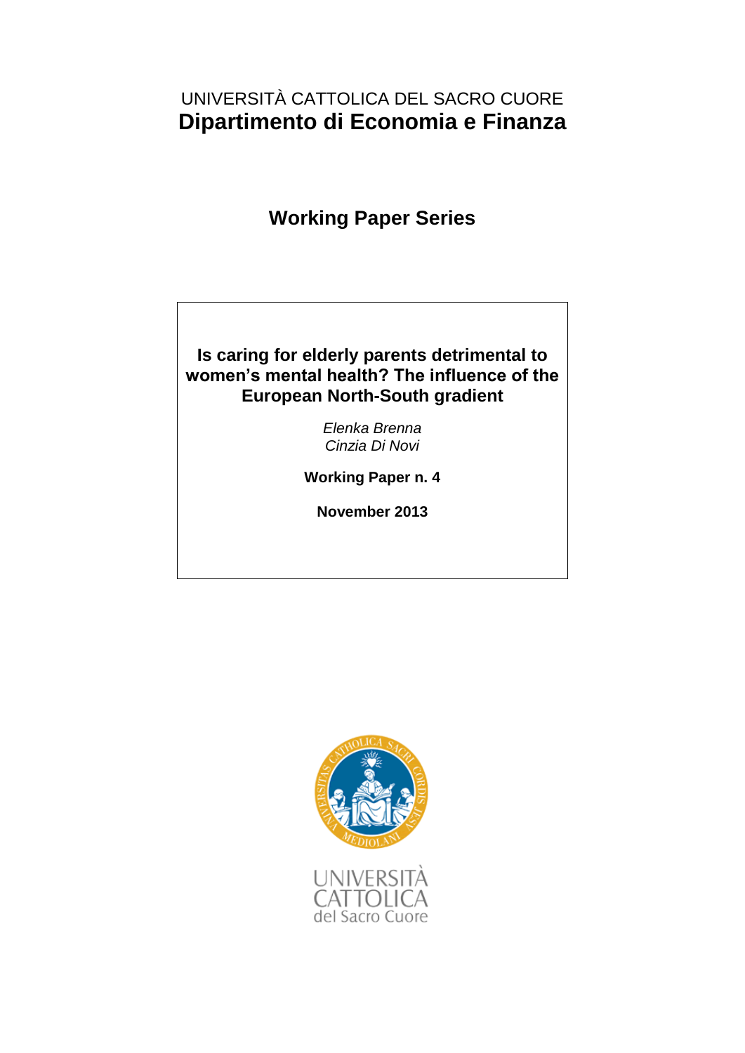UNIVERSITÀ CATTOLICA DEL SACRO CUORE

# Dipartimento di Economia e Finanza

## Working Paper Series

**Is caring for elderly parents detrimental to women's mental health? The influence of the European North-South gradient**

*Elenka Brenna*
*Cinzia Di Novi*

**Working Paper n. 4**

**November 2013**

UNIVERSITÀ CATTOLICA del Sacro Cuore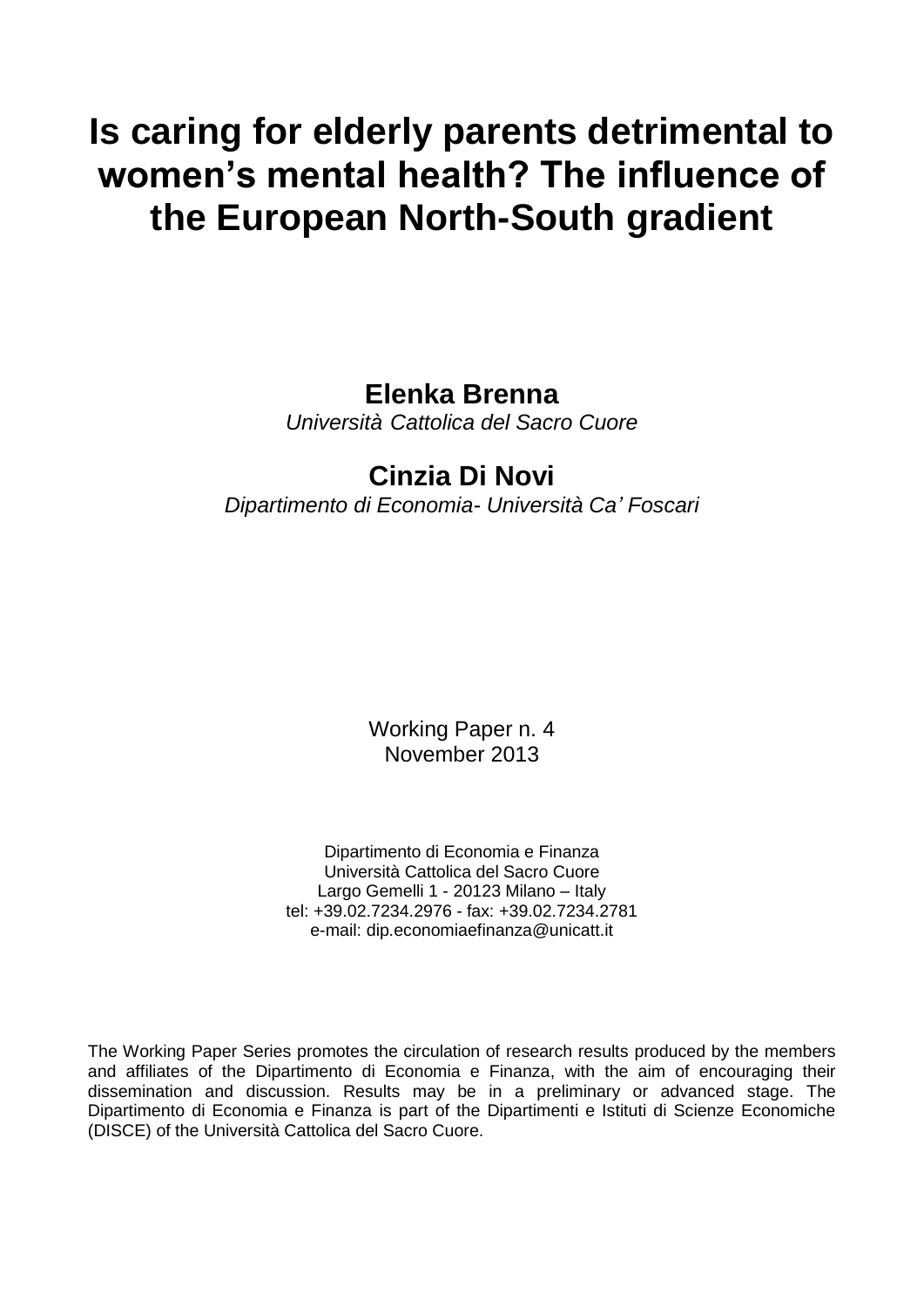# Is caring for elderly parents detrimental to women's mental health? The influence of the European North-South gradient

**Elenka Brenna**

*Università Cattolica del Sacro Cuore*

**Cinzia Di Novi**

*Dipartimento di Economia- Università Ca' Foscari*

Working Paper n. 4
November 2013

Dipartimento di Economia e Finanza
Università Cattolica del Sacro Cuore
Largo Gemelli 1 - 20123 Milano – Italy
tel: +39.02.7234.2976 - fax: +39.02.7234.2781
e-mail: dip.economiaefinanza@unicatt.it

The Working Paper Series promotes the circulation of research results produced by the members and affiliates of the Dipartimento di Economia e Finanza, with the aim of encouraging their dissemination and discussion. Results may be in a preliminary or advanced stage. The Dipartimento di Economia e Finanza is part of the Dipartimenti e Istituti di Scienze Economiche (DISCE) of the Università Cattolica del Sacro Cuore.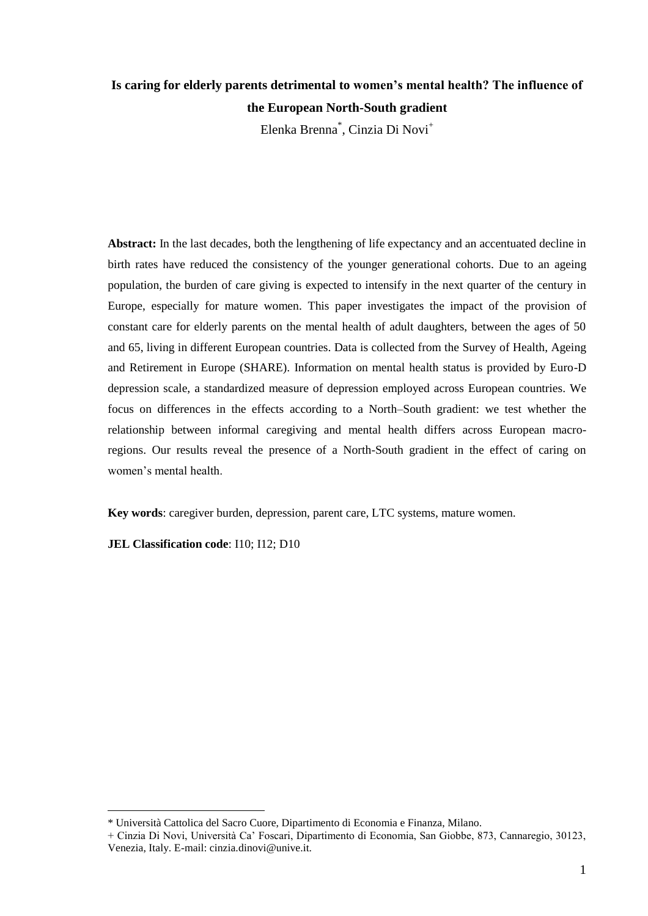# Is caring for elderly parents detrimental to women's mental health? The influence of the European North-South gradient

Elenka Brenna[*], Cinzia Di Novi[+]

**Abstract:** In the last decades, both the lengthening of life expectancy and an accentuated decline in birth rates have reduced the consistency of the younger generational cohorts. Due to an ageing population, the burden of care giving is expected to intensify in the next quarter of the century in Europe, especially for mature women. This paper investigates the impact of the provision of constant care for elderly parents on the mental health of adult daughters, between the ages of 50 and 65, living in different European countries. Data is collected from the Survey of Health, Ageing and Retirement in Europe (SHARE). Information on mental health status is provided by Euro-D depression scale, a standardized measure of depression employed across European countries. We focus on differences in the effects according to a North–South gradient: we test whether the relationship between informal caregiving and mental health differs across European macro-regions. Our results reveal the presence of a North-South gradient in the effect of caring on women's mental health.

**Key words**: caregiver burden, depression, parent care, LTC systems, mature women.

**JEL Classification code**: I10; I12; D10

---

[*] Università Cattolica del Sacro Cuore, Dipartimento di Economia e Finanza, Milano.

[+] Cinzia Di Novi, Università Ca' Foscari, Dipartimento di Economia, San Giobbe, 873, Cannaregio, 30123, Venezia, Italy. E-mail: cinzia.dinovi@unive.it.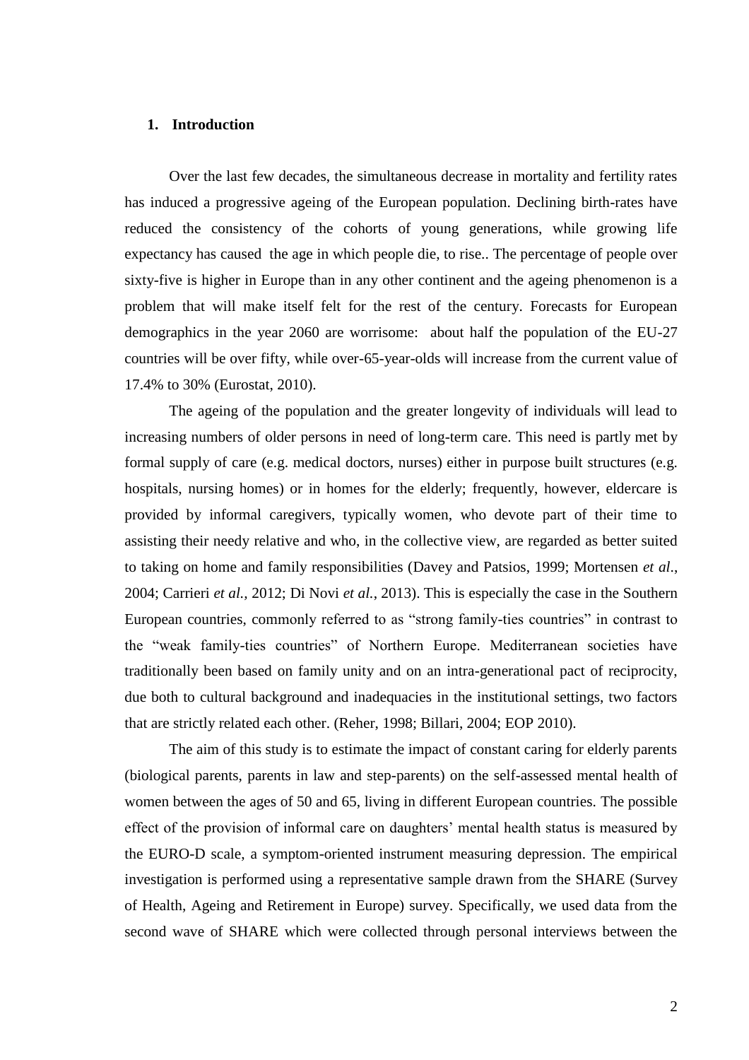## 1. Introduction

Over the last few decades, the simultaneous decrease in mortality and fertility rates has induced a progressive ageing of the European population. Declining birth-rates have reduced the consistency of the cohorts of young generations, while growing life expectancy has caused  the age in which people die, to rise.. The percentage of people over sixty-five is higher in Europe than in any other continent and the ageing phenomenon is a problem that will make itself felt for the rest of the century. Forecasts for European demographics in the year 2060 are worrisome:  about half the population of the EU-27 countries will be over fifty, while over-65-year-olds will increase from the current value of 17.4% to 30% (Eurostat, 2010).

The ageing of the population and the greater longevity of individuals will lead to increasing numbers of older persons in need of long-term care. This need is partly met by formal supply of care (e.g. medical doctors, nurses) either in purpose built structures (e.g. hospitals, nursing homes) or in homes for the elderly; frequently, however, eldercare is provided by informal caregivers, typically women, who devote part of their time to assisting their needy relative and who, in the collective view, are regarded as better suited to taking on home and family responsibilities (Davey and Patsios, 1999; Mortensen *et al*., 2004; Carrieri *et al.,* 2012; Di Novi *et al.*, 2013). This is especially the case in the Southern European countries, commonly referred to as "strong family-ties countries" in contrast to the "weak family-ties countries" of Northern Europe. Mediterranean societies have traditionally been based on family unity and on an intra-generational pact of reciprocity, due both to cultural background and inadequacies in the institutional settings, two factors that are strictly related each other. (Reher, 1998; Billari, 2004; EOP 2010).

The aim of this study is to estimate the impact of constant caring for elderly parents (biological parents, parents in law and step-parents) on the self-assessed mental health of women between the ages of 50 and 65, living in different European countries. The possible effect of the provision of informal care on daughters' mental health status is measured by the EURO-D scale, a symptom-oriented instrument measuring depression. The empirical investigation is performed using a representative sample drawn from the SHARE (Survey of Health, Ageing and Retirement in Europe) survey. Specifically, we used data from the second wave of SHARE which were collected through personal interviews between the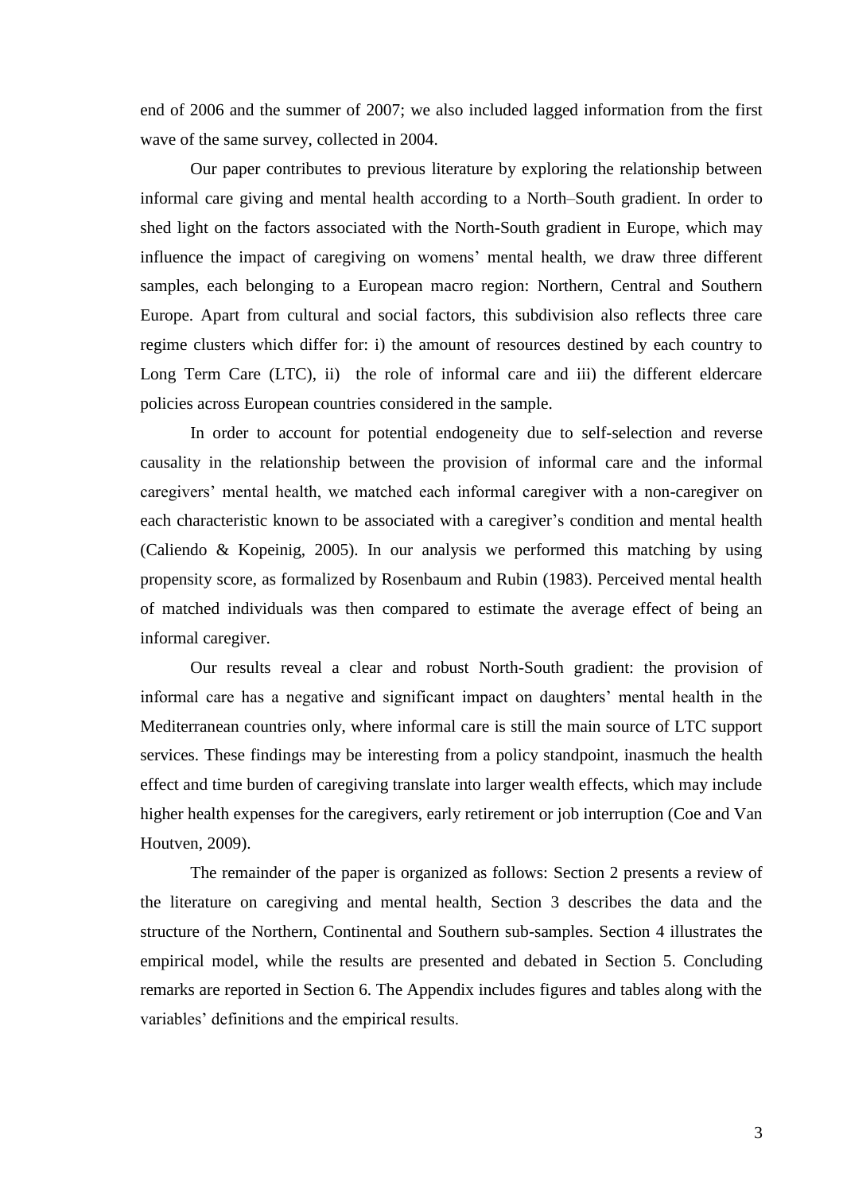end of 2006 and the summer of 2007; we also included lagged information from the first wave of the same survey, collected in 2004.

Our paper contributes to previous literature by exploring the relationship between informal care giving and mental health according to a North–South gradient. In order to shed light on the factors associated with the North-South gradient in Europe, which may influence the impact of caregiving on womens' mental health, we draw three different samples, each belonging to a European macro region: Northern, Central and Southern Europe. Apart from cultural and social factors, this subdivision also reflects three care regime clusters which differ for: i) the amount of resources destined by each country to Long Term Care (LTC), ii) the role of informal care and iii) the different eldercare policies across European countries considered in the sample.

In order to account for potential endogeneity due to self-selection and reverse causality in the relationship between the provision of informal care and the informal caregivers' mental health, we matched each informal caregiver with a non-caregiver on each characteristic known to be associated with a caregiver's condition and mental health (Caliendo & Kopeinig, 2005). In our analysis we performed this matching by using propensity score, as formalized by Rosenbaum and Rubin (1983). Perceived mental health of matched individuals was then compared to estimate the average effect of being an informal caregiver.

Our results reveal a clear and robust North-South gradient: the provision of informal care has a negative and significant impact on daughters' mental health in the Mediterranean countries only, where informal care is still the main source of LTC support services. These findings may be interesting from a policy standpoint, inasmuch the health effect and time burden of caregiving translate into larger wealth effects, which may include higher health expenses for the caregivers, early retirement or job interruption (Coe and Van Houtven, 2009).

The remainder of the paper is organized as follows: Section 2 presents a review of the literature on caregiving and mental health, Section 3 describes the data and the structure of the Northern, Continental and Southern sub-samples. Section 4 illustrates the empirical model, while the results are presented and debated in Section 5. Concluding remarks are reported in Section 6. The Appendix includes figures and tables along with the variables' definitions and the empirical results.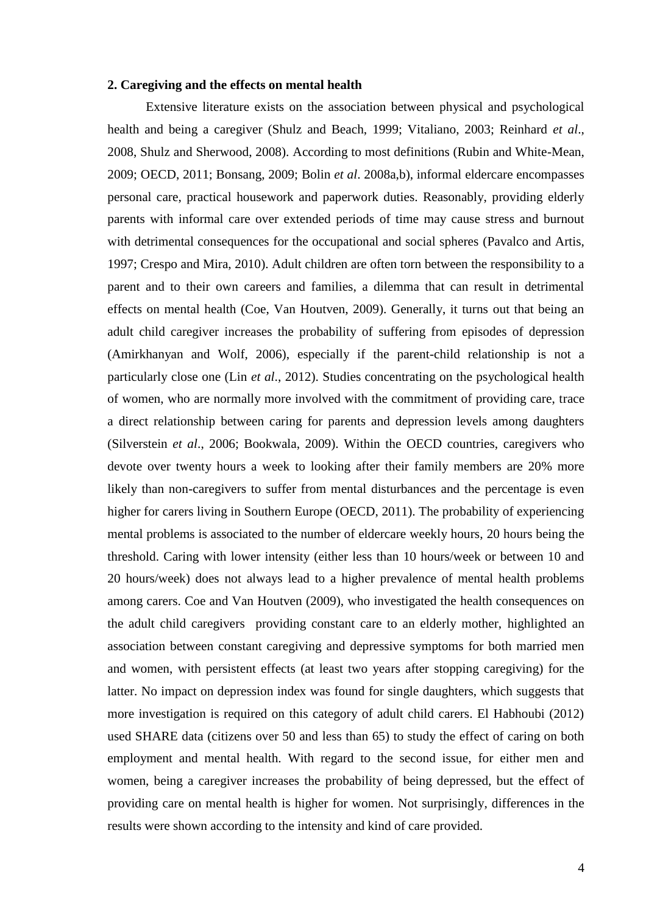## 2. Caregiving and the effects on mental health

Extensive literature exists on the association between physical and psychological health and being a caregiver (Shulz and Beach, 1999; Vitaliano, 2003; Reinhard *et al*., 2008, Shulz and Sherwood, 2008). According to most definitions (Rubin and White-Mean, 2009; OECD, 2011; Bonsang, 2009; Bolin *et al*. 2008a,b), informal eldercare encompasses personal care, practical housework and paperwork duties. Reasonably, providing elderly parents with informal care over extended periods of time may cause stress and burnout with detrimental consequences for the occupational and social spheres (Pavalco and Artis, 1997; Crespo and Mira, 2010). Adult children are often torn between the responsibility to a parent and to their own careers and families, a dilemma that can result in detrimental effects on mental health (Coe, Van Houtven, 2009). Generally, it turns out that being an adult child caregiver increases the probability of suffering from episodes of depression (Amirkhanyan and Wolf, 2006), especially if the parent-child relationship is not a particularly close one (Lin *et al*., 2012). Studies concentrating on the psychological health of women, who are normally more involved with the commitment of providing care, trace a direct relationship between caring for parents and depression levels among daughters (Silverstein *et al*., 2006; Bookwala, 2009). Within the OECD countries, caregivers who devote over twenty hours a week to looking after their family members are 20% more likely than non-caregivers to suffer from mental disturbances and the percentage is even higher for carers living in Southern Europe (OECD, 2011). The probability of experiencing mental problems is associated to the number of eldercare weekly hours, 20 hours being the threshold. Caring with lower intensity (either less than 10 hours/week or between 10 and 20 hours/week) does not always lead to a higher prevalence of mental health problems among carers. Coe and Van Houtven (2009), who investigated the health consequences on the adult child caregivers providing constant care to an elderly mother, highlighted an association between constant caregiving and depressive symptoms for both married men and women, with persistent effects (at least two years after stopping caregiving) for the latter. No impact on depression index was found for single daughters, which suggests that more investigation is required on this category of adult child carers. El Habhoubi (2012) used SHARE data (citizens over 50 and less than 65) to study the effect of caring on both employment and mental health. With regard to the second issue, for either men and women, being a caregiver increases the probability of being depressed, but the effect of providing care on mental health is higher for women. Not surprisingly, differences in the results were shown according to the intensity and kind of care provided.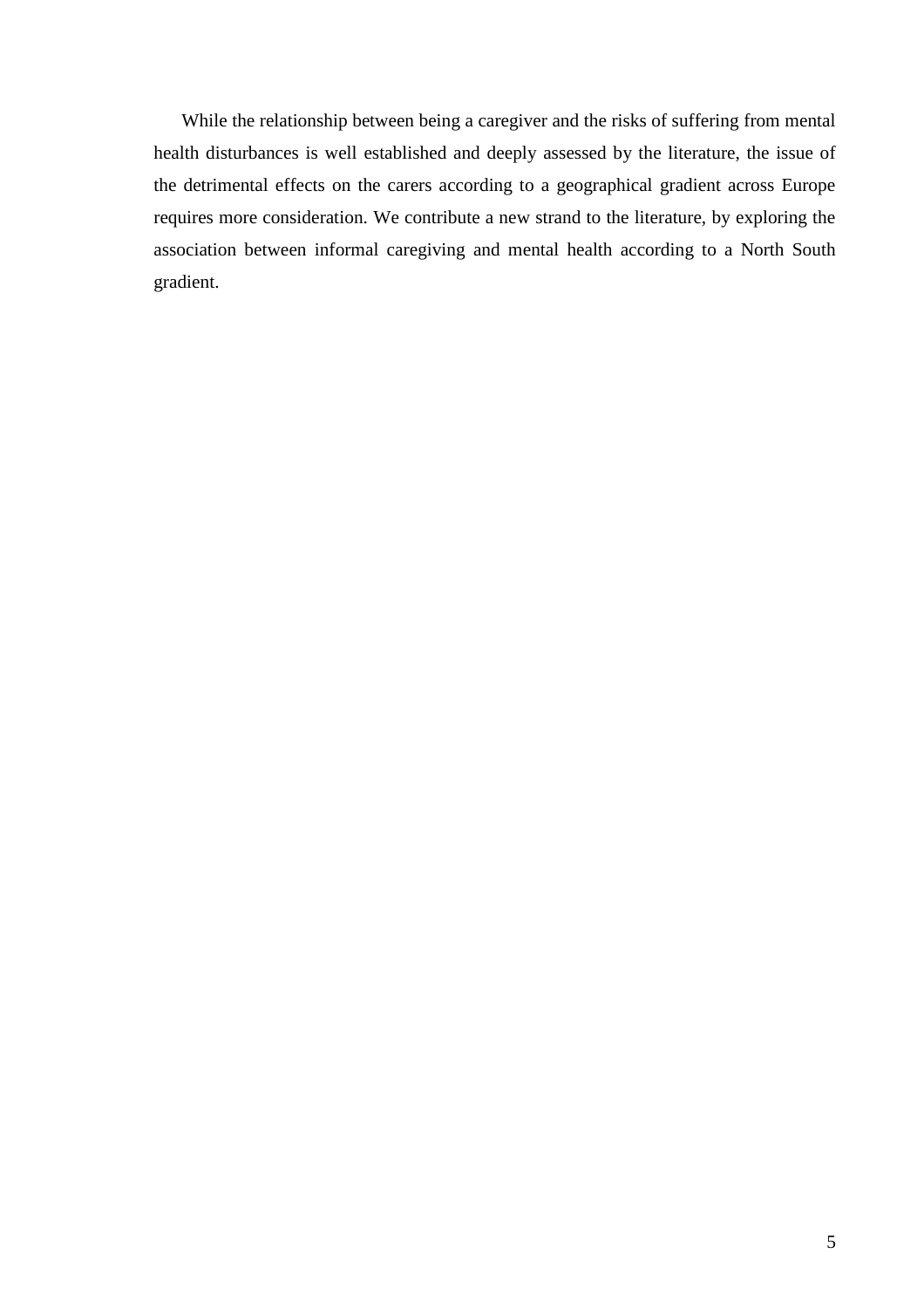While the relationship between being a caregiver and the risks of suffering from mental health disturbances is well established and deeply assessed by the literature, the issue of the detrimental effects on the carers according to a geographical gradient across Europe requires more consideration. We contribute a new strand to the literature, by exploring the association between informal caregiving and mental health according to a North South gradient.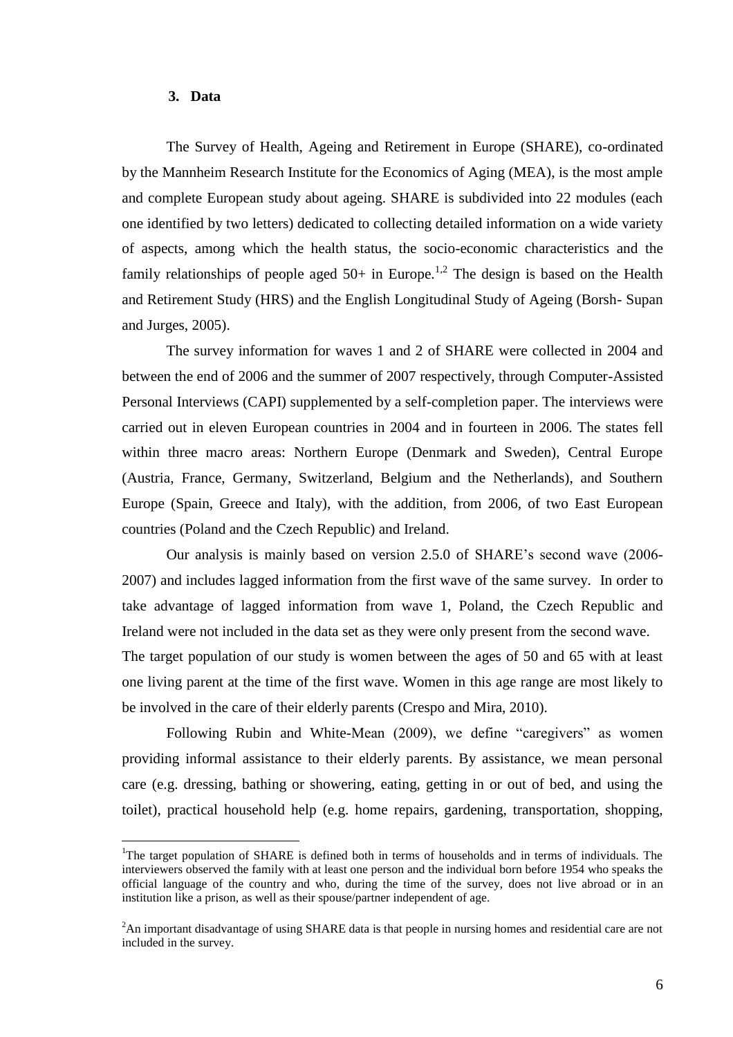## 3. Data

The Survey of Health, Ageing and Retirement in Europe (SHARE), co-ordinated by the Mannheim Research Institute for the Economics of Aging (MEA), is the most ample and complete European study about ageing. SHARE is subdivided into 22 modules (each one identified by two letters) dedicated to collecting detailed information on a wide variety of aspects, among which the health status, the socio-economic characteristics and the family relationships of people aged 50+ in Europe.[1,2] The design is based on the Health and Retirement Study (HRS) and the English Longitudinal Study of Ageing (Borsh- Supan and Jurges, 2005).

The survey information for waves 1 and 2 of SHARE were collected in 2004 and between the end of 2006 and the summer of 2007 respectively, through Computer-Assisted Personal Interviews (CAPI) supplemented by a self-completion paper. The interviews were carried out in eleven European countries in 2004 and in fourteen in 2006. The states fell within three macro areas: Northern Europe (Denmark and Sweden), Central Europe (Austria, France, Germany, Switzerland, Belgium and the Netherlands), and Southern Europe (Spain, Greece and Italy), with the addition, from 2006, of two East European countries (Poland and the Czech Republic) and Ireland.

Our analysis is mainly based on version 2.5.0 of SHARE's second wave (2006-2007) and includes lagged information from the first wave of the same survey. In order to take advantage of lagged information from wave 1, Poland, the Czech Republic and Ireland were not included in the data set as they were only present from the second wave. The target population of our study is women between the ages of 50 and 65 with at least one living parent at the time of the first wave. Women in this age range are most likely to be involved in the care of their elderly parents (Crespo and Mira, 2010).

Following Rubin and White-Mean (2009), we define "caregivers" as women providing informal assistance to their elderly parents. By assistance, we mean personal care (e.g. dressing, bathing or showering, eating, getting in or out of bed, and using the toilet), practical household help (e.g. home repairs, gardening, transportation, shopping,

---

[1] The target population of SHARE is defined both in terms of households and in terms of individuals. The interviewers observed the family with at least one person and the individual born before 1954 who speaks the official language of the country and who, during the time of the survey, does not live abroad or in an institution like a prison, as well as their spouse/partner independent of age.

[2] An important disadvantage of using SHARE data is that people in nursing homes and residential care are not included in the survey.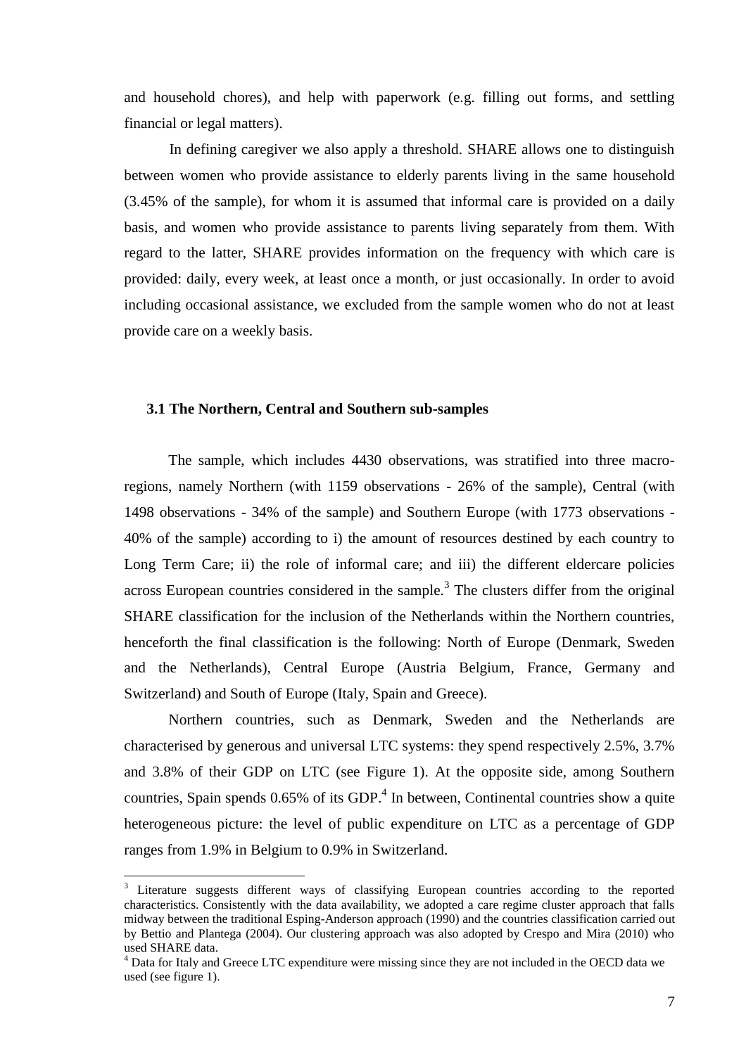and household chores), and help with paperwork (e.g. filling out forms, and settling financial or legal matters).

In defining caregiver we also apply a threshold. SHARE allows one to distinguish between women who provide assistance to elderly parents living in the same household (3.45% of the sample), for whom it is assumed that informal care is provided on a daily basis, and women who provide assistance to parents living separately from them. With regard to the latter, SHARE provides information on the frequency with which care is provided: daily, every week, at least once a month, or just occasionally. In order to avoid including occasional assistance, we excluded from the sample women who do not at least provide care on a weekly basis.

### 3.1 The Northern, Central and Southern sub-samples

The sample, which includes 4430 observations, was stratified into three macro-regions, namely Northern (with 1159 observations - 26% of the sample), Central (with 1498 observations - 34% of the sample) and Southern Europe (with 1773 observations - 40% of the sample) according to i) the amount of resources destined by each country to Long Term Care; ii) the role of informal care; and iii) the different eldercare policies across European countries considered in the sample.[3] The clusters differ from the original SHARE classification for the inclusion of the Netherlands within the Northern countries, henceforth the final classification is the following: North of Europe (Denmark, Sweden and the Netherlands), Central Europe (Austria Belgium, France, Germany and Switzerland) and South of Europe (Italy, Spain and Greece).

Northern countries, such as Denmark, Sweden and the Netherlands are characterised by generous and universal LTC systems: they spend respectively 2.5%, 3.7% and 3.8% of their GDP on LTC (see Figure 1). At the opposite side, among Southern countries, Spain spends 0.65% of its GDP.[4] In between, Continental countries show a quite heterogeneous picture: the level of public expenditure on LTC as a percentage of GDP ranges from 1.9% in Belgium to 0.9% in Switzerland.

---

[3] Literature suggests different ways of classifying European countries according to the reported characteristics. Consistently with the data availability, we adopted a care regime cluster approach that falls midway between the traditional Esping-Anderson approach (1990) and the countries classification carried out by Bettio and Plantega (2004). Our clustering approach was also adopted by Crespo and Mira (2010) who used SHARE data.

[4] Data for Italy and Greece LTC expenditure were missing since they are not included in the OECD data we used (see figure 1).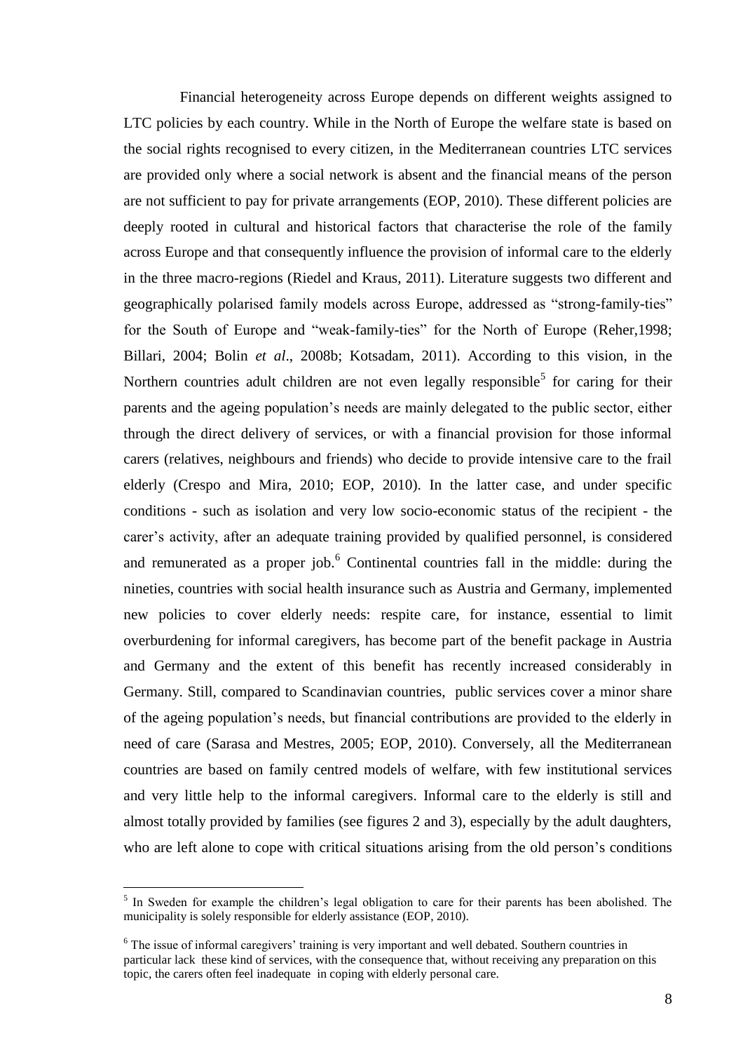Financial heterogeneity across Europe depends on different weights assigned to LTC policies by each country. While in the North of Europe the welfare state is based on the social rights recognised to every citizen, in the Mediterranean countries LTC services are provided only where a social network is absent and the financial means of the person are not sufficient to pay for private arrangements (EOP, 2010). These different policies are deeply rooted in cultural and historical factors that characterise the role of the family across Europe and that consequently influence the provision of informal care to the elderly in the three macro-regions (Riedel and Kraus, 2011). Literature suggests two different and geographically polarised family models across Europe, addressed as "strong-family-ties" for the South of Europe and "weak-family-ties" for the North of Europe (Reher,1998; Billari, 2004; Bolin *et al*., 2008b; Kotsadam, 2011). According to this vision, in the Northern countries adult children are not even legally responsible[5] for caring for their parents and the ageing population's needs are mainly delegated to the public sector, either through the direct delivery of services, or with a financial provision for those informal carers (relatives, neighbours and friends) who decide to provide intensive care to the frail elderly (Crespo and Mira, 2010; EOP, 2010). In the latter case, and under specific conditions - such as isolation and very low socio-economic status of the recipient - the carer's activity, after an adequate training provided by qualified personnel, is considered and remunerated as a proper job.[6] Continental countries fall in the middle: during the nineties, countries with social health insurance such as Austria and Germany, implemented new policies to cover elderly needs: respite care, for instance, essential to limit overburdening for informal caregivers, has become part of the benefit package in Austria and Germany and the extent of this benefit has recently increased considerably in Germany. Still, compared to Scandinavian countries, public services cover a minor share of the ageing population's needs, but financial contributions are provided to the elderly in need of care (Sarasa and Mestres, 2005; EOP, 2010). Conversely, all the Mediterranean countries are based on family centred models of welfare, with few institutional services and very little help to the informal caregivers. Informal care to the elderly is still and almost totally provided by families (see figures 2 and 3), especially by the adult daughters, who are left alone to cope with critical situations arising from the old person's conditions

---

[5] In Sweden for example the children's legal obligation to care for their parents has been abolished. The municipality is solely responsible for elderly assistance (EOP, 2010).

[6] The issue of informal caregivers' training is very important and well debated. Southern countries in particular lack these kind of services, with the consequence that, without receiving any preparation on this topic, the carers often feel inadequate in coping with elderly personal care.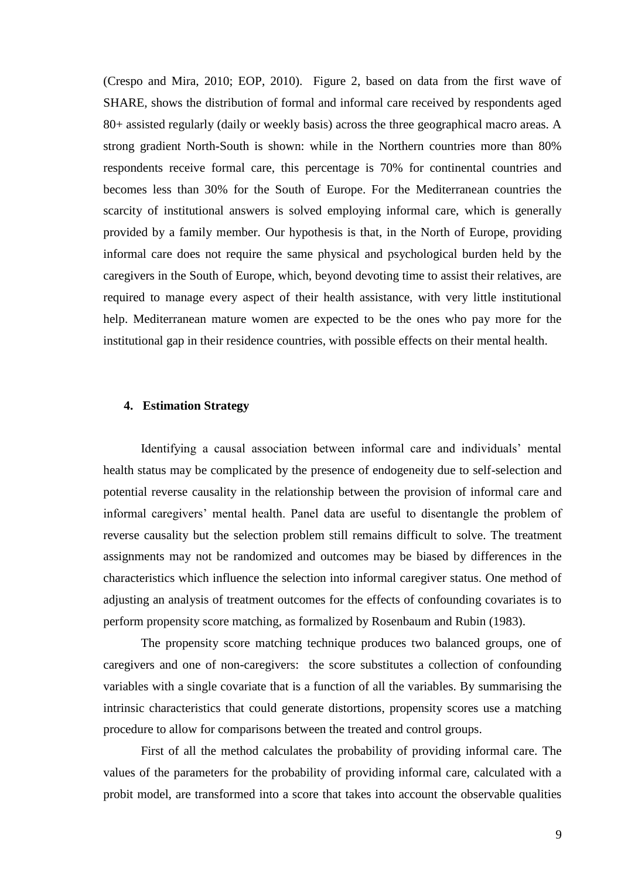(Crespo and Mira, 2010; EOP, 2010). Figure 2, based on data from the first wave of SHARE, shows the distribution of formal and informal care received by respondents aged 80+ assisted regularly (daily or weekly basis) across the three geographical macro areas. A strong gradient North-South is shown: while in the Northern countries more than 80% respondents receive formal care, this percentage is 70% for continental countries and becomes less than 30% for the South of Europe. For the Mediterranean countries the scarcity of institutional answers is solved employing informal care, which is generally provided by a family member. Our hypothesis is that, in the North of Europe, providing informal care does not require the same physical and psychological burden held by the caregivers in the South of Europe, which, beyond devoting time to assist their relatives, are required to manage every aspect of their health assistance, with very little institutional help. Mediterranean mature women are expected to be the ones who pay more for the institutional gap in their residence countries, with possible effects on their mental health.

## 4. Estimation Strategy

Identifying a causal association between informal care and individuals' mental health status may be complicated by the presence of endogeneity due to self-selection and potential reverse causality in the relationship between the provision of informal care and informal caregivers' mental health. Panel data are useful to disentangle the problem of reverse causality but the selection problem still remains difficult to solve. The treatment assignments may not be randomized and outcomes may be biased by differences in the characteristics which influence the selection into informal caregiver status. One method of adjusting an analysis of treatment outcomes for the effects of confounding covariates is to perform propensity score matching, as formalized by Rosenbaum and Rubin (1983).

The propensity score matching technique produces two balanced groups, one of caregivers and one of non-caregivers: the score substitutes a collection of confounding variables with a single covariate that is a function of all the variables. By summarising the intrinsic characteristics that could generate distortions, propensity scores use a matching procedure to allow for comparisons between the treated and control groups.

First of all the method calculates the probability of providing informal care. The values of the parameters for the probability of providing informal care, calculated with a probit model, are transformed into a score that takes into account the observable qualities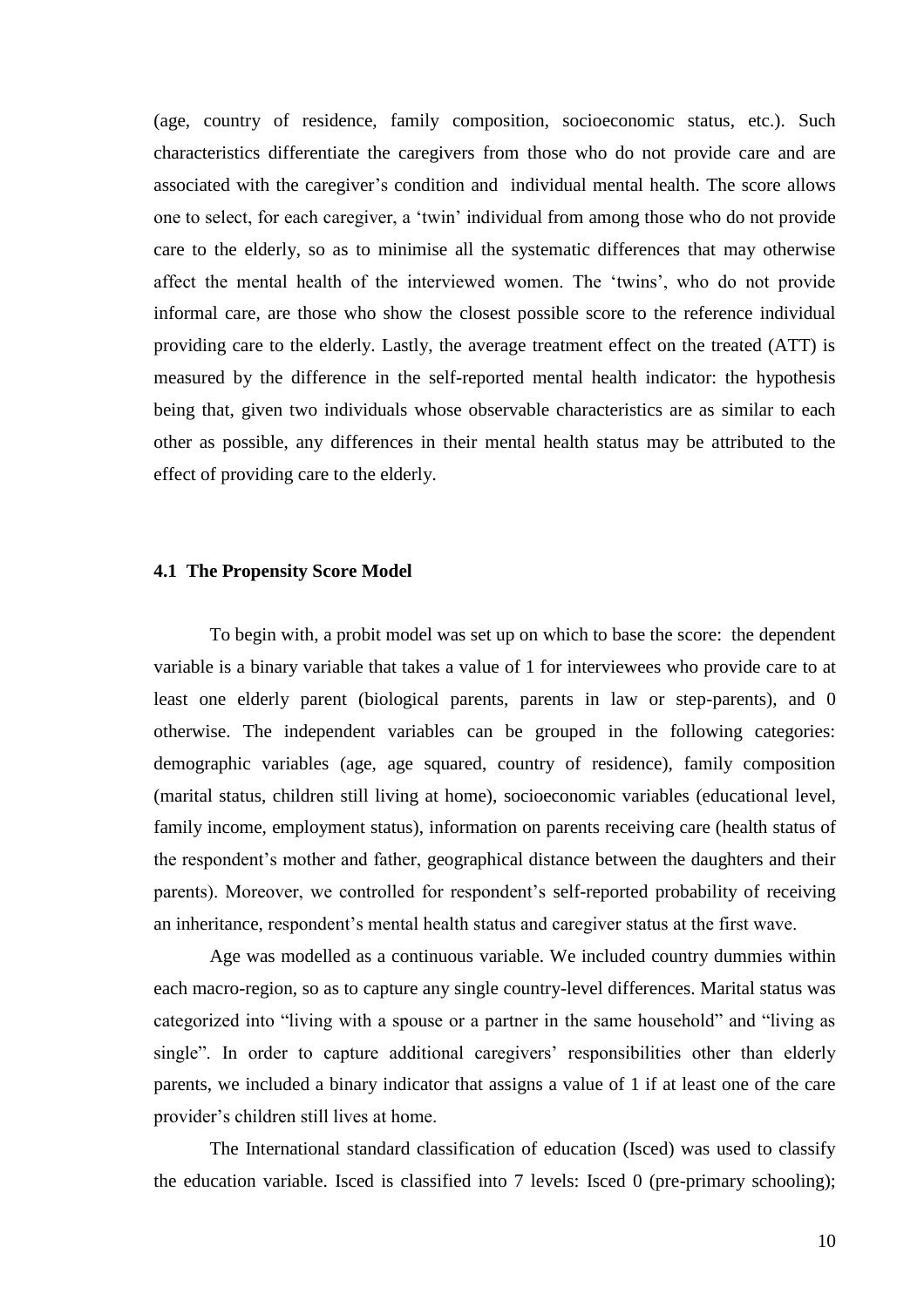(age, country of residence, family composition, socioeconomic status, etc.). Such characteristics differentiate the caregivers from those who do not provide care and are associated with the caregiver's condition and individual mental health. The score allows one to select, for each caregiver, a 'twin' individual from among those who do not provide care to the elderly, so as to minimise all the systematic differences that may otherwise affect the mental health of the interviewed women. The 'twins', who do not provide informal care, are those who show the closest possible score to the reference individual providing care to the elderly. Lastly, the average treatment effect on the treated (ATT) is measured by the difference in the self-reported mental health indicator: the hypothesis being that, given two individuals whose observable characteristics are as similar to each other as possible, any differences in their mental health status may be attributed to the effect of providing care to the elderly.

### 4.1 The Propensity Score Model

To begin with, a probit model was set up on which to base the score: the dependent variable is a binary variable that takes a value of 1 for interviewees who provide care to at least one elderly parent (biological parents, parents in law or step-parents), and 0 otherwise. The independent variables can be grouped in the following categories: demographic variables (age, age squared, country of residence), family composition (marital status, children still living at home), socioeconomic variables (educational level, family income, employment status), information on parents receiving care (health status of the respondent's mother and father, geographical distance between the daughters and their parents). Moreover, we controlled for respondent's self-reported probability of receiving an inheritance, respondent's mental health status and caregiver status at the first wave.

Age was modelled as a continuous variable. We included country dummies within each macro-region, so as to capture any single country-level differences. Marital status was categorized into "living with a spouse or a partner in the same household" and "living as single". In order to capture additional caregivers' responsibilities other than elderly parents, we included a binary indicator that assigns a value of 1 if at least one of the care provider's children still lives at home.

The International standard classification of education (Isced) was used to classify the education variable. Isced is classified into 7 levels: Isced 0 (pre-primary schooling);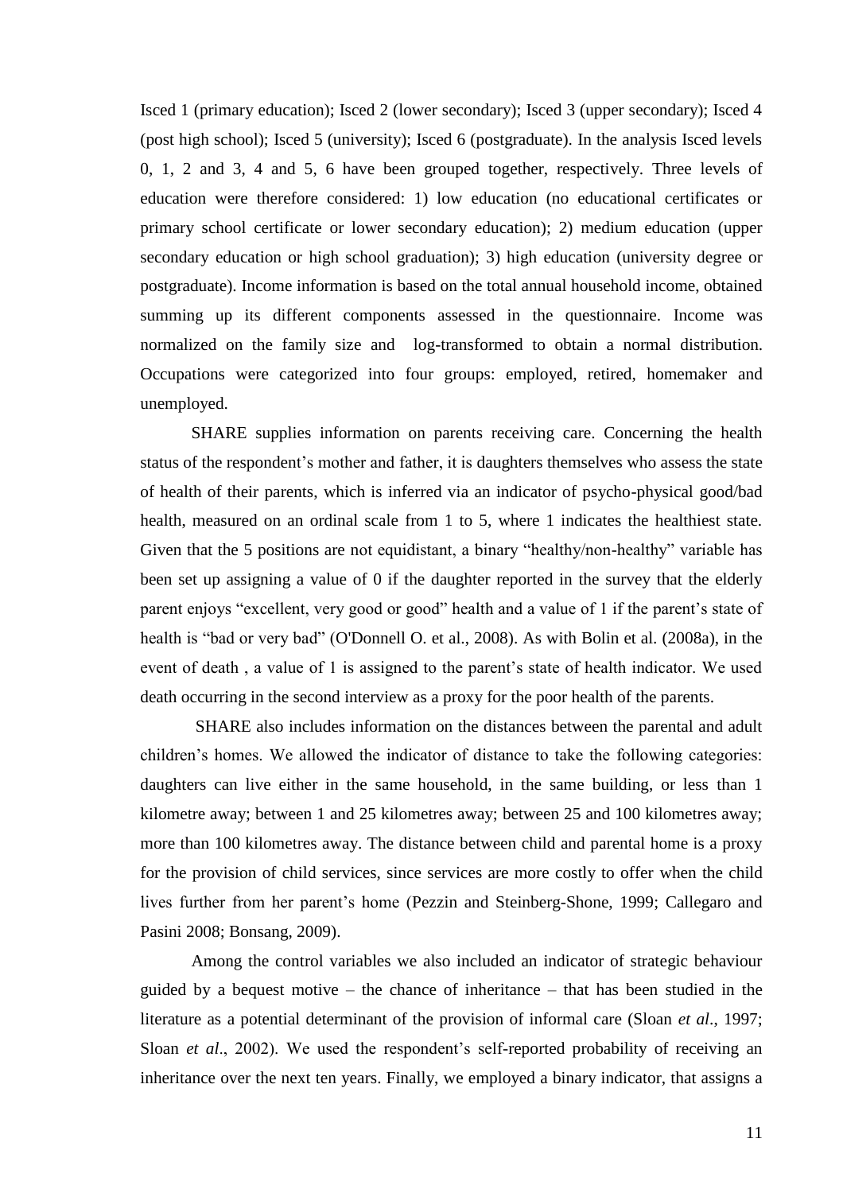Isced 1 (primary education); Isced 2 (lower secondary); Isced 3 (upper secondary); Isced 4 (post high school); Isced 5 (university); Isced 6 (postgraduate). In the analysis Isced levels 0, 1, 2 and 3, 4 and 5, 6 have been grouped together, respectively. Three levels of education were therefore considered: 1) low education (no educational certificates or primary school certificate or lower secondary education); 2) medium education (upper secondary education or high school graduation); 3) high education (university degree or postgraduate). Income information is based on the total annual household income, obtained summing up its different components assessed in the questionnaire. Income was normalized on the family size and log-transformed to obtain a normal distribution. Occupations were categorized into four groups: employed, retired, homemaker and unemployed.

SHARE supplies information on parents receiving care. Concerning the health status of the respondent's mother and father, it is daughters themselves who assess the state of health of their parents, which is inferred via an indicator of psycho-physical good/bad health, measured on an ordinal scale from 1 to 5, where 1 indicates the healthiest state. Given that the 5 positions are not equidistant, a binary "healthy/non-healthy" variable has been set up assigning a value of 0 if the daughter reported in the survey that the elderly parent enjoys "excellent, very good or good" health and a value of 1 if the parent's state of health is "bad or very bad" (O'Donnell O. et al., 2008). As with Bolin et al. (2008a), in the event of death , a value of 1 is assigned to the parent's state of health indicator. We used death occurring in the second interview as a proxy for the poor health of the parents.

SHARE also includes information on the distances between the parental and adult children's homes. We allowed the indicator of distance to take the following categories: daughters can live either in the same household, in the same building, or less than 1 kilometre away; between 1 and 25 kilometres away; between 25 and 100 kilometres away; more than 100 kilometres away. The distance between child and parental home is a proxy for the provision of child services, since services are more costly to offer when the child lives further from her parent's home (Pezzin and Steinberg-Shone, 1999; Callegaro and Pasini 2008; Bonsang, 2009).

Among the control variables we also included an indicator of strategic behaviour guided by a bequest motive – the chance of inheritance – that has been studied in the literature as a potential determinant of the provision of informal care (Sloan *et al*., 1997; Sloan *et al*., 2002). We used the respondent's self-reported probability of receiving an inheritance over the next ten years. Finally, we employed a binary indicator, that assigns a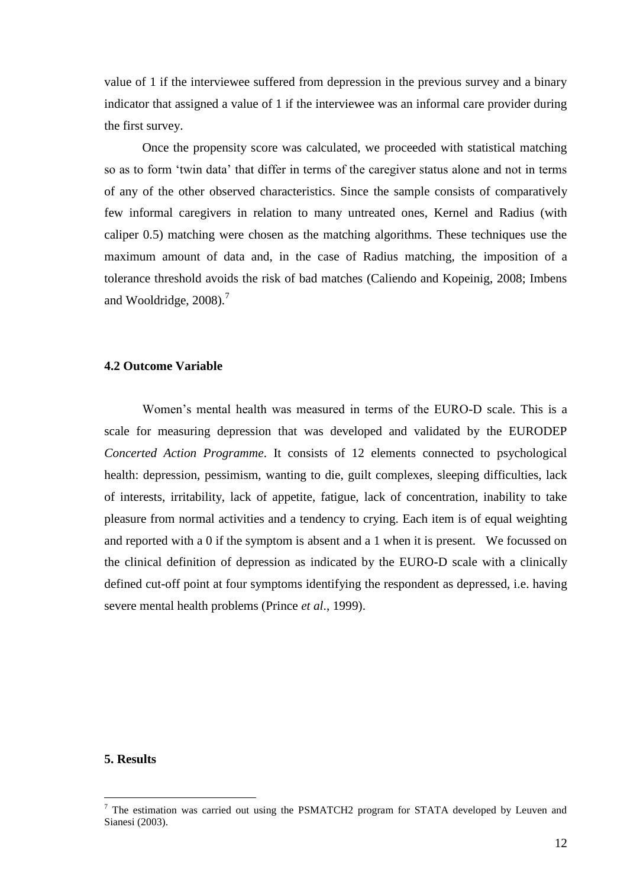value of 1 if the interviewee suffered from depression in the previous survey and a binary indicator that assigned a value of 1 if the interviewee was an informal care provider during the first survey.

Once the propensity score was calculated, we proceeded with statistical matching so as to form 'twin data' that differ in terms of the caregiver status alone and not in terms of any of the other observed characteristics. Since the sample consists of comparatively few informal caregivers in relation to many untreated ones, Kernel and Radius (with caliper 0.5) matching were chosen as the matching algorithms. These techniques use the maximum amount of data and, in the case of Radius matching, the imposition of a tolerance threshold avoids the risk of bad matches (Caliendo and Kopeinig, 2008; Imbens and Wooldridge, 2008).[7]

### 4.2 Outcome Variable

Women's mental health was measured in terms of the EURO-D scale. This is a scale for measuring depression that was developed and validated by the EURODEP *Concerted Action Programme*. It consists of 12 elements connected to psychological health: depression, pessimism, wanting to die, guilt complexes, sleeping difficulties, lack of interests, irritability, lack of appetite, fatigue, lack of concentration, inability to take pleasure from normal activities and a tendency to crying. Each item is of equal weighting and reported with a 0 if the symptom is absent and a 1 when it is present. We focussed on the clinical definition of depression as indicated by the EURO-D scale with a clinically defined cut-off point at four symptoms identifying the respondent as depressed, i.e. having severe mental health problems (Prince *et al*., 1999).

## 5. Results

[7] The estimation was carried out using the PSMATCH2 program for STATA developed by Leuven and Sianesi (2003).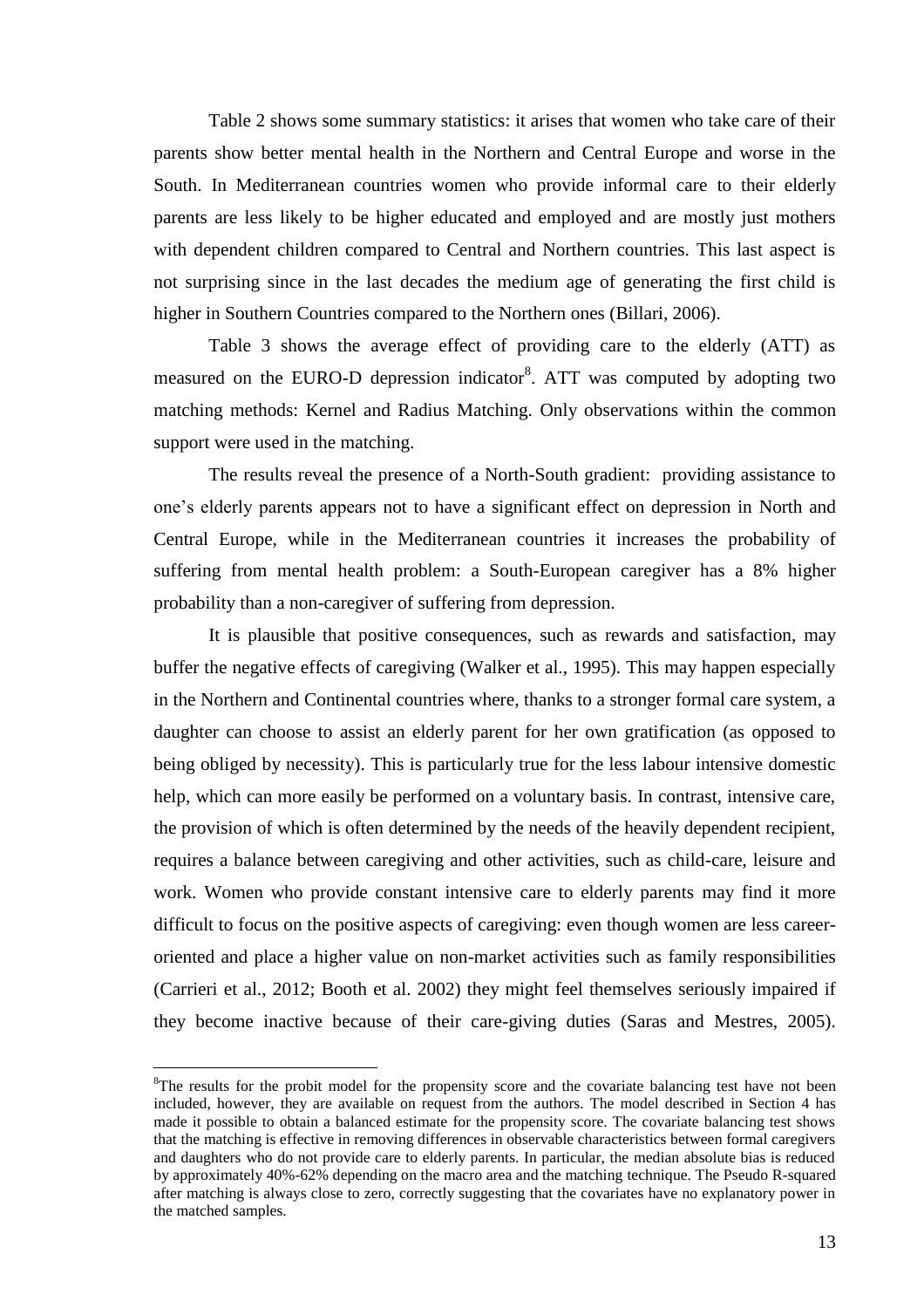Table 2 shows some summary statistics: it arises that women who take care of their parents show better mental health in the Northern and Central Europe and worse in the South. In Mediterranean countries women who provide informal care to their elderly parents are less likely to be higher educated and employed and are mostly just mothers with dependent children compared to Central and Northern countries. This last aspect is not surprising since in the last decades the medium age of generating the first child is higher in Southern Countries compared to the Northern ones (Billari, 2006).

Table 3 shows the average effect of providing care to the elderly (ATT) as measured on the EURO-D depression indicator[8]. ATT was computed by adopting two matching methods: Kernel and Radius Matching. Only observations within the common support were used in the matching.

The results reveal the presence of a North-South gradient: providing assistance to one's elderly parents appears not to have a significant effect on depression in North and Central Europe, while in the Mediterranean countries it increases the probability of suffering from mental health problem: a South-European caregiver has a 8% higher probability than a non-caregiver of suffering from depression.

It is plausible that positive consequences, such as rewards and satisfaction, may buffer the negative effects of caregiving (Walker et al., 1995). This may happen especially in the Northern and Continental countries where, thanks to a stronger formal care system, a daughter can choose to assist an elderly parent for her own gratification (as opposed to being obliged by necessity). This is particularly true for the less labour intensive domestic help, which can more easily be performed on a voluntary basis. In contrast, intensive care, the provision of which is often determined by the needs of the heavily dependent recipient, requires a balance between caregiving and other activities, such as child-care, leisure and work. Women who provide constant intensive care to elderly parents may find it more difficult to focus on the positive aspects of caregiving: even though women are less career-oriented and place a higher value on non-market activities such as family responsibilities (Carrieri et al., 2012; Booth et al. 2002) they might feel themselves seriously impaired if they become inactive because of their care-giving duties (Saras and Mestres, 2005).

---

[8]The results for the probit model for the propensity score and the covariate balancing test have not been included, however, they are available on request from the authors. The model described in Section 4 has made it possible to obtain a balanced estimate for the propensity score. The covariate balancing test shows that the matching is effective in removing differences in observable characteristics between formal caregivers and daughters who do not provide care to elderly parents. In particular, the median absolute bias is reduced by approximately 40%-62% depending on the macro area and the matching technique. The Pseudo R-squared after matching is always close to zero, correctly suggesting that the covariates have no explanatory power in the matched samples.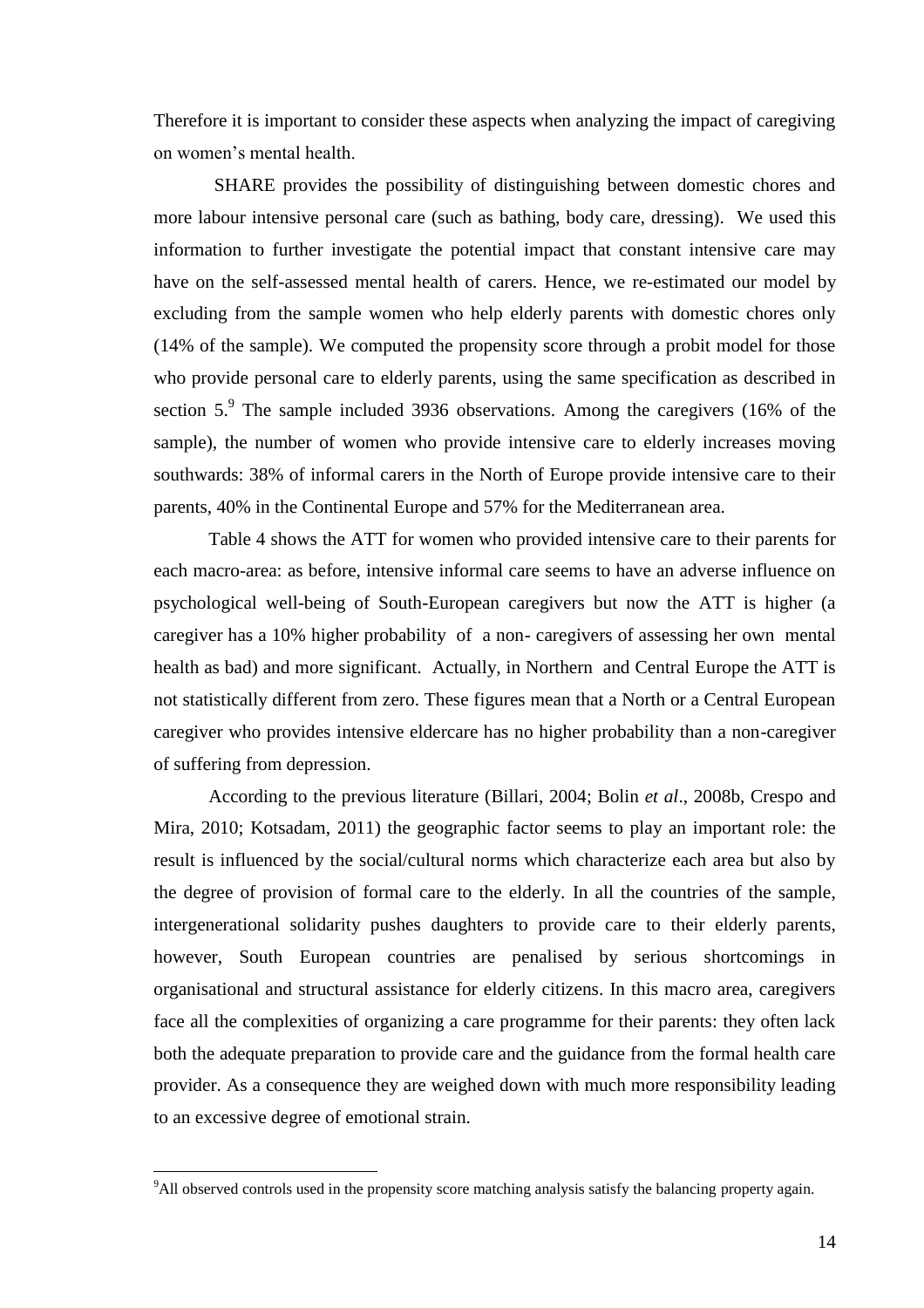Therefore it is important to consider these aspects when analyzing the impact of caregiving on women's mental health.

SHARE provides the possibility of distinguishing between domestic chores and more labour intensive personal care (such as bathing, body care, dressing). We used this information to further investigate the potential impact that constant intensive care may have on the self-assessed mental health of carers. Hence, we re-estimated our model by excluding from the sample women who help elderly parents with domestic chores only (14% of the sample). We computed the propensity score through a probit model for those who provide personal care to elderly parents, using the same specification as described in section 5.[9] The sample included 3936 observations. Among the caregivers (16% of the sample), the number of women who provide intensive care to elderly increases moving southwards: 38% of informal carers in the North of Europe provide intensive care to their parents, 40% in the Continental Europe and 57% for the Mediterranean area.

Table 4 shows the ATT for women who provided intensive care to their parents for each macro-area: as before, intensive informal care seems to have an adverse influence on psychological well-being of South-European caregivers but now the ATT is higher (a caregiver has a 10% higher probability of a non- caregivers of assessing her own mental health as bad) and more significant. Actually, in Northern and Central Europe the ATT is not statistically different from zero. These figures mean that a North or a Central European caregiver who provides intensive eldercare has no higher probability than a non-caregiver of suffering from depression.

According to the previous literature (Billari, 2004; Bolin *et al*., 2008b, Crespo and Mira, 2010; Kotsadam, 2011) the geographic factor seems to play an important role: the result is influenced by the social/cultural norms which characterize each area but also by the degree of provision of formal care to the elderly. In all the countries of the sample, intergenerational solidarity pushes daughters to provide care to their elderly parents, however, South European countries are penalised by serious shortcomings in organisational and structural assistance for elderly citizens. In this macro area, caregivers face all the complexities of organizing a care programme for their parents: they often lack both the adequate preparation to provide care and the guidance from the formal health care provider. As a consequence they are weighed down with much more responsibility leading to an excessive degree of emotional strain.

[9] All observed controls used in the propensity score matching analysis satisfy the balancing property again.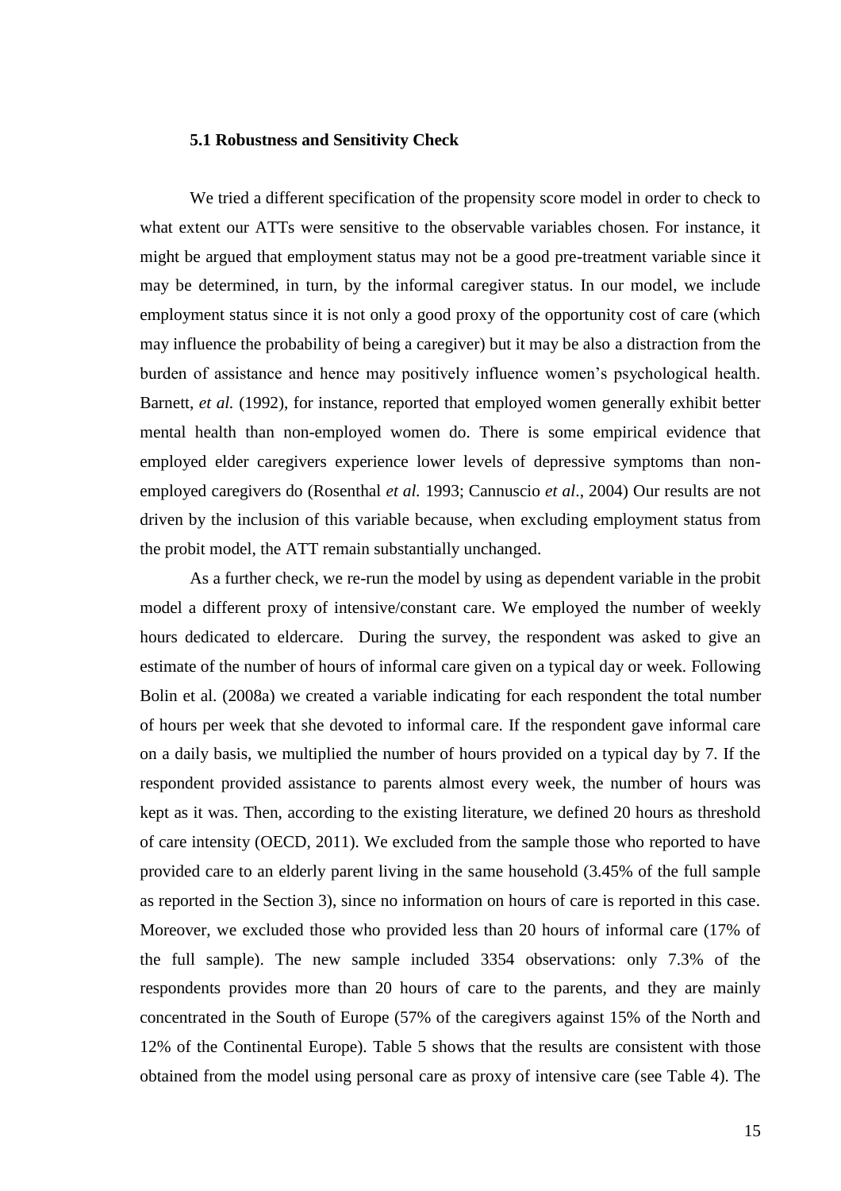### 5.1 Robustness and Sensitivity Check

We tried a different specification of the propensity score model in order to check to what extent our ATTs were sensitive to the observable variables chosen. For instance, it might be argued that employment status may not be a good pre-treatment variable since it may be determined, in turn, by the informal caregiver status. In our model, we include employment status since it is not only a good proxy of the opportunity cost of care (which may influence the probability of being a caregiver) but it may be also a distraction from the burden of assistance and hence may positively influence women's psychological health. Barnett, *et al.* (1992), for instance, reported that employed women generally exhibit better mental health than non-employed women do. There is some empirical evidence that employed elder caregivers experience lower levels of depressive symptoms than non-employed caregivers do (Rosenthal *et al.* 1993; Cannuscio *et al*., 2004) Our results are not driven by the inclusion of this variable because, when excluding employment status from the probit model, the ATT remain substantially unchanged.

As a further check, we re-run the model by using as dependent variable in the probit model a different proxy of intensive/constant care. We employed the number of weekly hours dedicated to eldercare. During the survey, the respondent was asked to give an estimate of the number of hours of informal care given on a typical day or week. Following Bolin et al. (2008a) we created a variable indicating for each respondent the total number of hours per week that she devoted to informal care. If the respondent gave informal care on a daily basis, we multiplied the number of hours provided on a typical day by 7. If the respondent provided assistance to parents almost every week, the number of hours was kept as it was. Then, according to the existing literature, we defined 20 hours as threshold of care intensity (OECD, 2011). We excluded from the sample those who reported to have provided care to an elderly parent living in the same household (3.45% of the full sample as reported in the Section 3), since no information on hours of care is reported in this case. Moreover, we excluded those who provided less than 20 hours of informal care (17% of the full sample). The new sample included 3354 observations: only 7.3% of the respondents provides more than 20 hours of care to the parents, and they are mainly concentrated in the South of Europe (57% of the caregivers against 15% of the North and 12% of the Continental Europe). Table 5 shows that the results are consistent with those obtained from the model using personal care as proxy of intensive care (see Table 4). The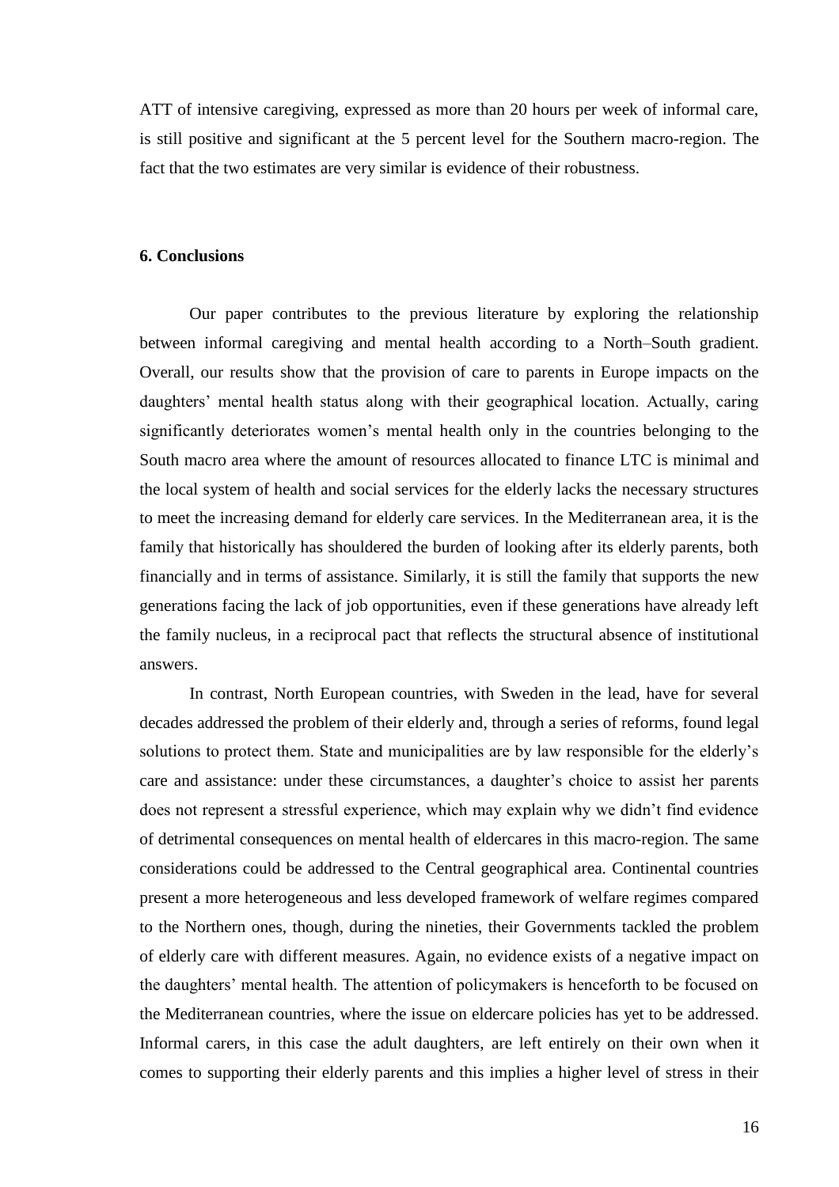ATT of intensive caregiving, expressed as more than 20 hours per week of informal care, is still positive and significant at the 5 percent level for the Southern macro-region. The fact that the two estimates are very similar is evidence of their robustness.

## 6. Conclusions

Our paper contributes to the previous literature by exploring the relationship between informal caregiving and mental health according to a North–South gradient. Overall, our results show that the provision of care to parents in Europe impacts on the daughters' mental health status along with their geographical location. Actually, caring significantly deteriorates women's mental health only in the countries belonging to the South macro area where the amount of resources allocated to finance LTC is minimal and the local system of health and social services for the elderly lacks the necessary structures to meet the increasing demand for elderly care services. In the Mediterranean area, it is the family that historically has shouldered the burden of looking after its elderly parents, both financially and in terms of assistance. Similarly, it is still the family that supports the new generations facing the lack of job opportunities, even if these generations have already left the family nucleus, in a reciprocal pact that reflects the structural absence of institutional answers.

In contrast, North European countries, with Sweden in the lead, have for several decades addressed the problem of their elderly and, through a series of reforms, found legal solutions to protect them. State and municipalities are by law responsible for the elderly's care and assistance: under these circumstances, a daughter's choice to assist her parents does not represent a stressful experience, which may explain why we didn't find evidence of detrimental consequences on mental health of eldercares in this macro-region. The same considerations could be addressed to the Central geographical area. Continental countries present a more heterogeneous and less developed framework of welfare regimes compared to the Northern ones, though, during the nineties, their Governments tackled the problem of elderly care with different measures. Again, no evidence exists of a negative impact on the daughters' mental health. The attention of policymakers is henceforth to be focused on the Mediterranean countries, where the issue on eldercare policies has yet to be addressed. Informal carers, in this case the adult daughters, are left entirely on their own when it comes to supporting their elderly parents and this implies a higher level of stress in their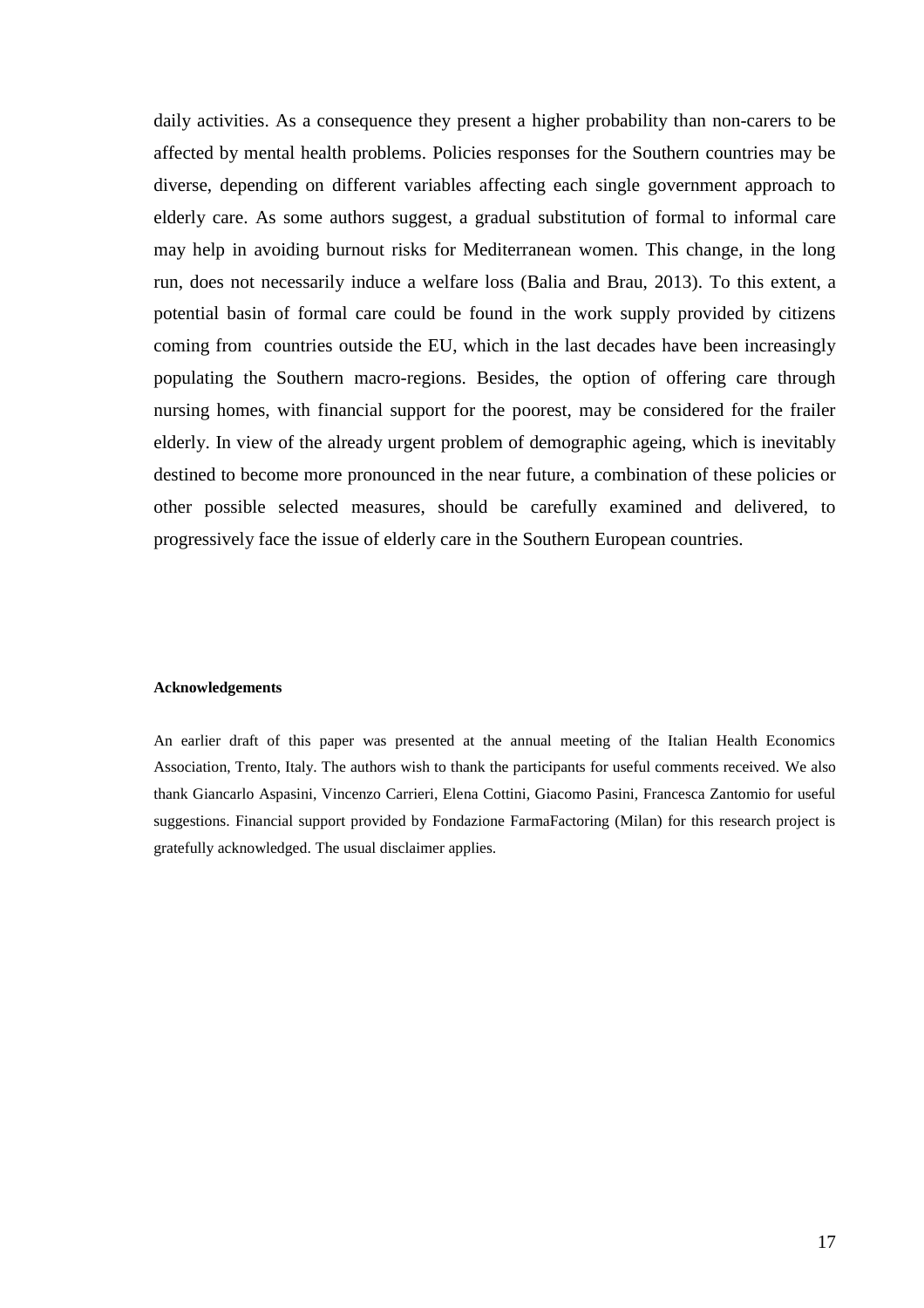daily activities. As a consequence they present a higher probability than non-carers to be affected by mental health problems. Policies responses for the Southern countries may be diverse, depending on different variables affecting each single government approach to elderly care. As some authors suggest, a gradual substitution of formal to informal care may help in avoiding burnout risks for Mediterranean women. This change, in the long run, does not necessarily induce a welfare loss (Balia and Brau, 2013). To this extent, a potential basin of formal care could be found in the work supply provided by citizens coming from countries outside the EU, which in the last decades have been increasingly populating the Southern macro-regions. Besides, the option of offering care through nursing homes, with financial support for the poorest, may be considered for the frailer elderly. In view of the already urgent problem of demographic ageing, which is inevitably destined to become more pronounced in the near future, a combination of these policies or other possible selected measures, should be carefully examined and delivered, to progressively face the issue of elderly care in the Southern European countries.

#### Acknowledgements

An earlier draft of this paper was presented at the annual meeting of the Italian Health Economics Association, Trento, Italy. The authors wish to thank the participants for useful comments received. We also thank Giancarlo Aspasini, Vincenzo Carrieri, Elena Cottini, Giacomo Pasini, Francesca Zantomio for useful suggestions. Financial support provided by Fondazione FarmaFactoring (Milan) for this research project is gratefully acknowledged. The usual disclaimer applies.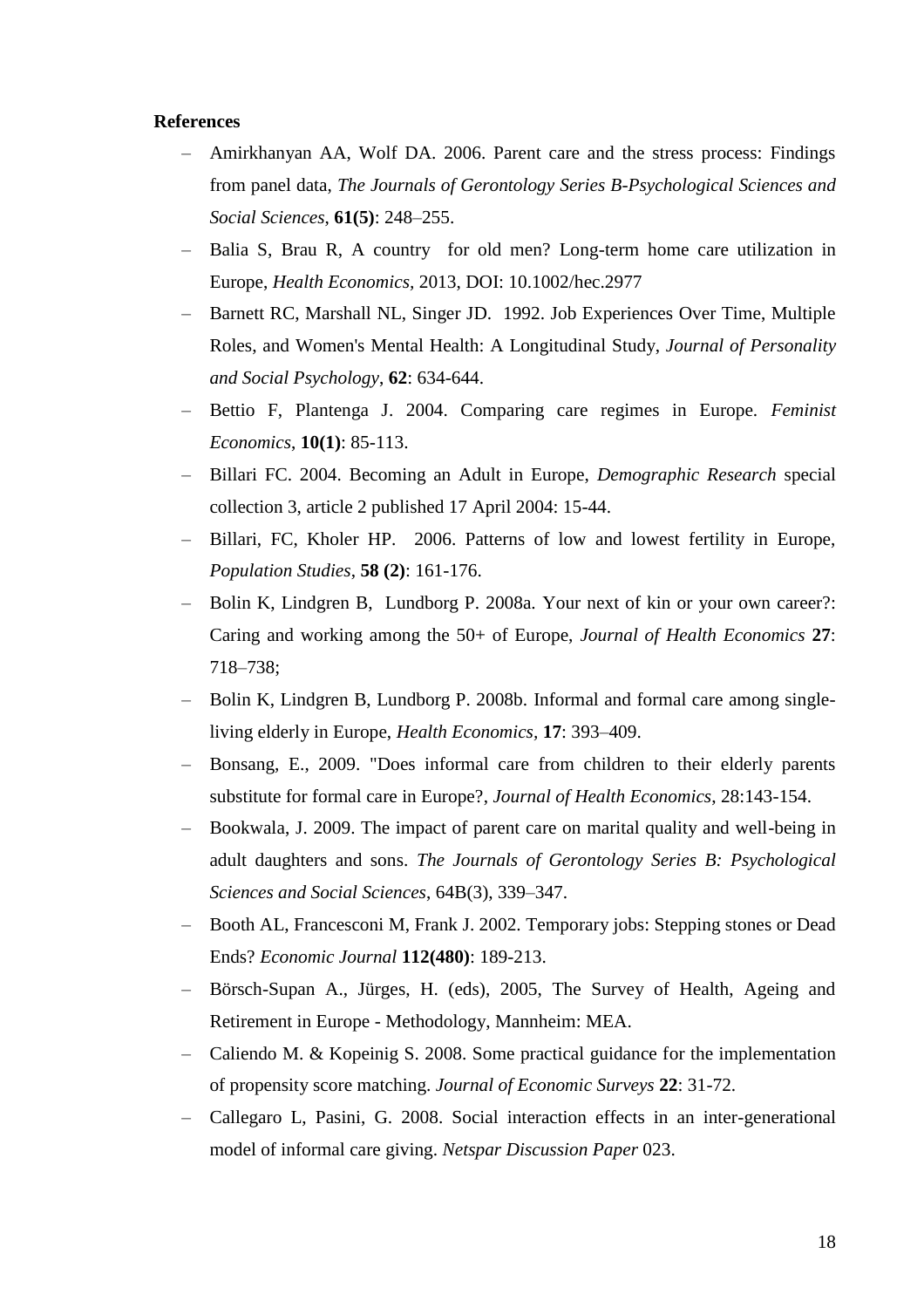**References**

- Amirkhanyan AA, Wolf DA. 2006. Parent care and the stress process: Findings from panel data, *The Journals of Gerontology Series B-Psychological Sciences and Social Sciences*, **61(5)**: 248–255.
- Balia S, Brau R, A country for old men? Long-term home care utilization in Europe, *Health Economics*, 2013, DOI: 10.1002/hec.2977
- Barnett RC, Marshall NL, Singer JD. 1992. Job Experiences Over Time, Multiple Roles, and Women's Mental Health: A Longitudinal Study, *Journal of Personality and Social Psychology*, **62**: 634-644.
- Bettio F, Plantenga J. 2004. Comparing care regimes in Europe. *Feminist Economics*, **10(1)**: 85-113.
- Billari FC. 2004. Becoming an Adult in Europe, *Demographic Research* special collection 3, article 2 published 17 April 2004: 15-44.
- Billari, FC, Kholer HP. 2006. Patterns of low and lowest fertility in Europe, *Population Studies*, **58 (2)**: 161-176.
- Bolin K, Lindgren B, Lundborg P. 2008a. Your next of kin or your own career?: Caring and working among the 50+ of Europe, *Journal of Health Economics* **27**: 718–738;
- Bolin K, Lindgren B, Lundborg P. 2008b. Informal and formal care among single-living elderly in Europe, *Health Economics*, **17**: 393–409.
- Bonsang, E., 2009. "Does informal care from children to their elderly parents substitute for formal care in Europe?, *Journal of Health Economics*, 28:143-154.
- Bookwala, J. 2009. The impact of parent care on marital quality and well-being in adult daughters and sons. *The Journals of Gerontology Series B: Psychological Sciences and Social Sciences*, 64B(3), 339–347.
- Booth AL, Francesconi M, Frank J. 2002. Temporary jobs: Stepping stones or Dead Ends? *Economic Journal* **112(480)**: 189-213.
- Börsch-Supan A., Jürges, H. (eds), 2005, The Survey of Health, Ageing and Retirement in Europe - Methodology, Mannheim: MEA.
- Caliendo M. & Kopeinig S. 2008. Some practical guidance for the implementation of propensity score matching. *Journal of Economic Surveys* **22**: 31-72.
- Callegaro L, Pasini, G. 2008. Social interaction effects in an inter-generational model of informal care giving. *Netspar Discussion Paper* 023.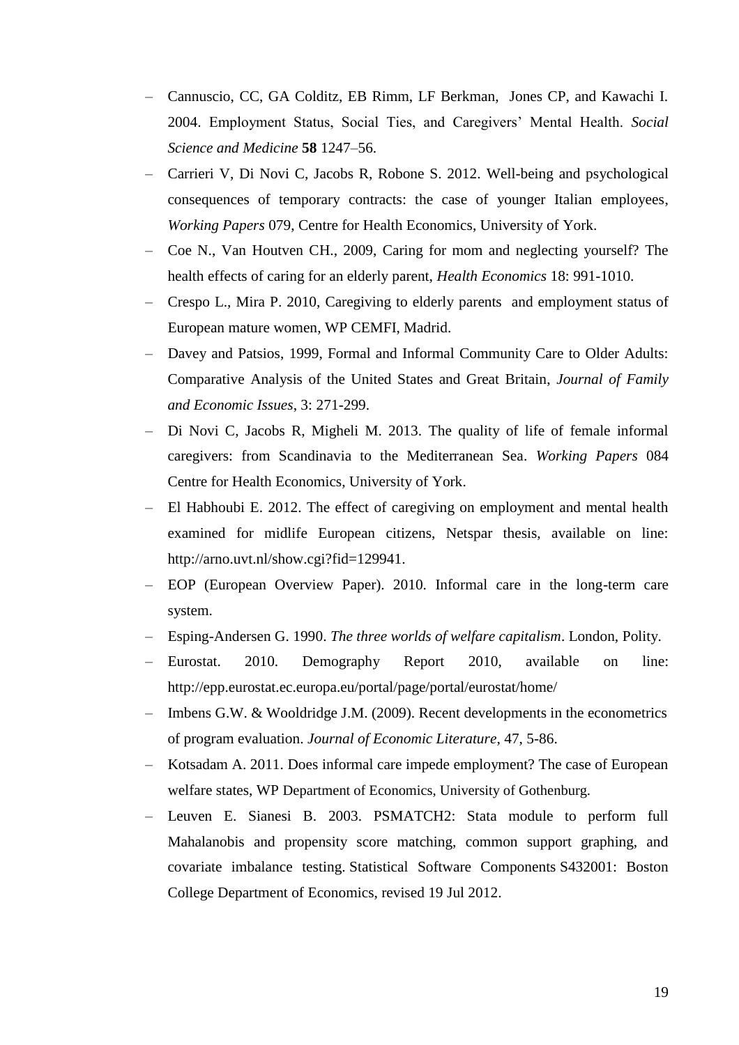- Cannuscio, CC, GA Colditz, EB Rimm, LF Berkman, Jones CP, and Kawachi I. 2004. Employment Status, Social Ties, and Caregivers' Mental Health. *Social Science and Medicine* **58** 1247–56.
- Carrieri V, Di Novi C, Jacobs R, Robone S. 2012. Well-being and psychological consequences of temporary contracts: the case of younger Italian employees, *Working Papers* 079, Centre for Health Economics, University of York.
- Coe N., Van Houtven CH., 2009, Caring for mom and neglecting yourself? The health effects of caring for an elderly parent, *Health Economics* 18: 991-1010.
- Crespo L., Mira P. 2010, Caregiving to elderly parents and employment status of European mature women, WP CEMFI, Madrid.
- Davey and Patsios, 1999, Formal and Informal Community Care to Older Adults: Comparative Analysis of the United States and Great Britain, *Journal of Family and Economic Issues*, 3: 271-299.
- Di Novi C, Jacobs R, Migheli M. 2013. The quality of life of female informal caregivers: from Scandinavia to the Mediterranean Sea. *Working Papers* 084 Centre for Health Economics, University of York.
- El Habhoubi E. 2012. The effect of caregiving on employment and mental health examined for midlife European citizens, Netspar thesis, available on line: http://arno.uvt.nl/show.cgi?fid=129941.
- EOP (European Overview Paper). 2010. Informal care in the long-term care system.
- Esping-Andersen G. 1990. *The three worlds of welfare capitalism*. London, Polity.
- Eurostat. 2010. Demography Report 2010, available on line: http://epp.eurostat.ec.europa.eu/portal/page/portal/eurostat/home/
- Imbens G.W. & Wooldridge J.M. (2009). Recent developments in the econometrics of program evaluation. *Journal of Economic Literature*, 47, 5-86.
- Kotsadam A. 2011. Does informal care impede employment? The case of European welfare states, WP Department of Economics, University of Gothenburg.
- Leuven E. Sianesi B. 2003. PSMATCH2: Stata module to perform full Mahalanobis and propensity score matching, common support graphing, and covariate imbalance testing. Statistical Software Components S432001: Boston College Department of Economics, revised 19 Jul 2012.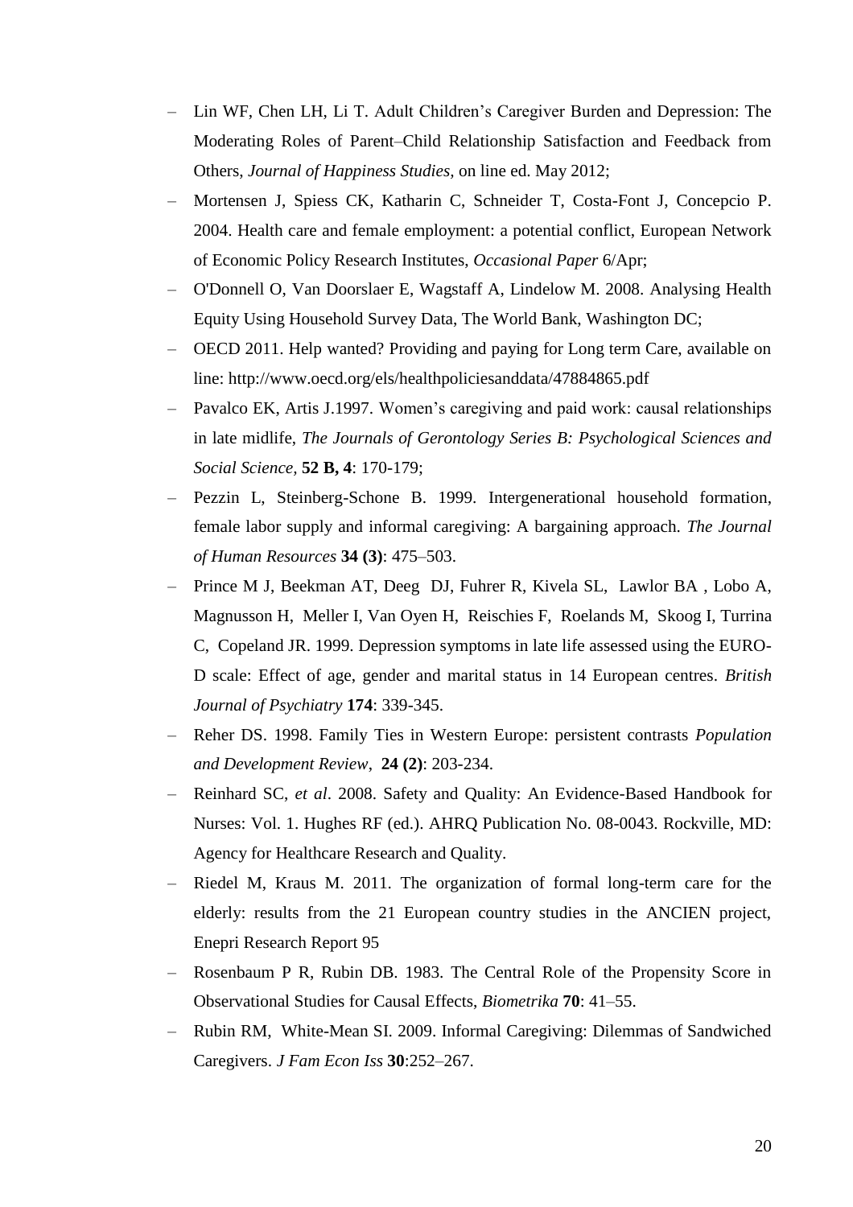- Lin WF, Chen LH, Li T. Adult Children's Caregiver Burden and Depression: The Moderating Roles of Parent–Child Relationship Satisfaction and Feedback from Others, *Journal of Happiness Studies*, on line ed. May 2012;
- Mortensen J, Spiess CK, Katharin C, Schneider T, Costa-Font J, Concepcio P. 2004. Health care and female employment: a potential conflict, European Network of Economic Policy Research Institutes, *Occasional Paper* 6/Apr;
- O'Donnell O, Van Doorslaer E, Wagstaff A, Lindelow M. 2008. Analysing Health Equity Using Household Survey Data, The World Bank, Washington DC;
- OECD 2011. Help wanted? Providing and paying for Long term Care, available on line: http://www.oecd.org/els/healthpoliciesanddata/47884865.pdf
- Pavalco EK, Artis J.1997. Women's caregiving and paid work: causal relationships in late midlife, *The Journals of Gerontology Series B: Psychological Sciences and Social Science,* **52 B, 4**: 170-179;
- Pezzin L, Steinberg-Schone B. 1999. Intergenerational household formation, female labor supply and informal caregiving: A bargaining approach. *The Journal of Human Resources* **34 (3)**: 475–503.
- Prince M J, Beekman AT, Deeg DJ, Fuhrer R, Kivela SL, Lawlor BA , Lobo A, Magnusson H, Meller I, Van Oyen H, Reischies F, Roelands M, Skoog I, Turrina C, Copeland JR. 1999. Depression symptoms in late life assessed using the EURO-D scale: Effect of age, gender and marital status in 14 European centres. *British Journal of Psychiatry* **174**: 339-345.
- Reher DS. 1998. Family Ties in Western Europe: persistent contrasts *Population and Development Review*, **24 (2)**: 203-234.
- Reinhard SC, *et al*. 2008. Safety and Quality: An Evidence-Based Handbook for Nurses: Vol. 1. Hughes RF (ed.). AHRQ Publication No. 08-0043. Rockville, MD: Agency for Healthcare Research and Quality.
- Riedel M, Kraus M. 2011. The organization of formal long-term care for the elderly: results from the 21 European country studies in the ANCIEN project, Enepri Research Report 95
- Rosenbaum P R, Rubin DB. 1983. The Central Role of the Propensity Score in Observational Studies for Causal Effects, *Biometrika* **70**: 41–55.
- Rubin RM, White-Mean SI. 2009. Informal Caregiving: Dilemmas of Sandwiched Caregivers. *J Fam Econ Iss* **30**:252–267.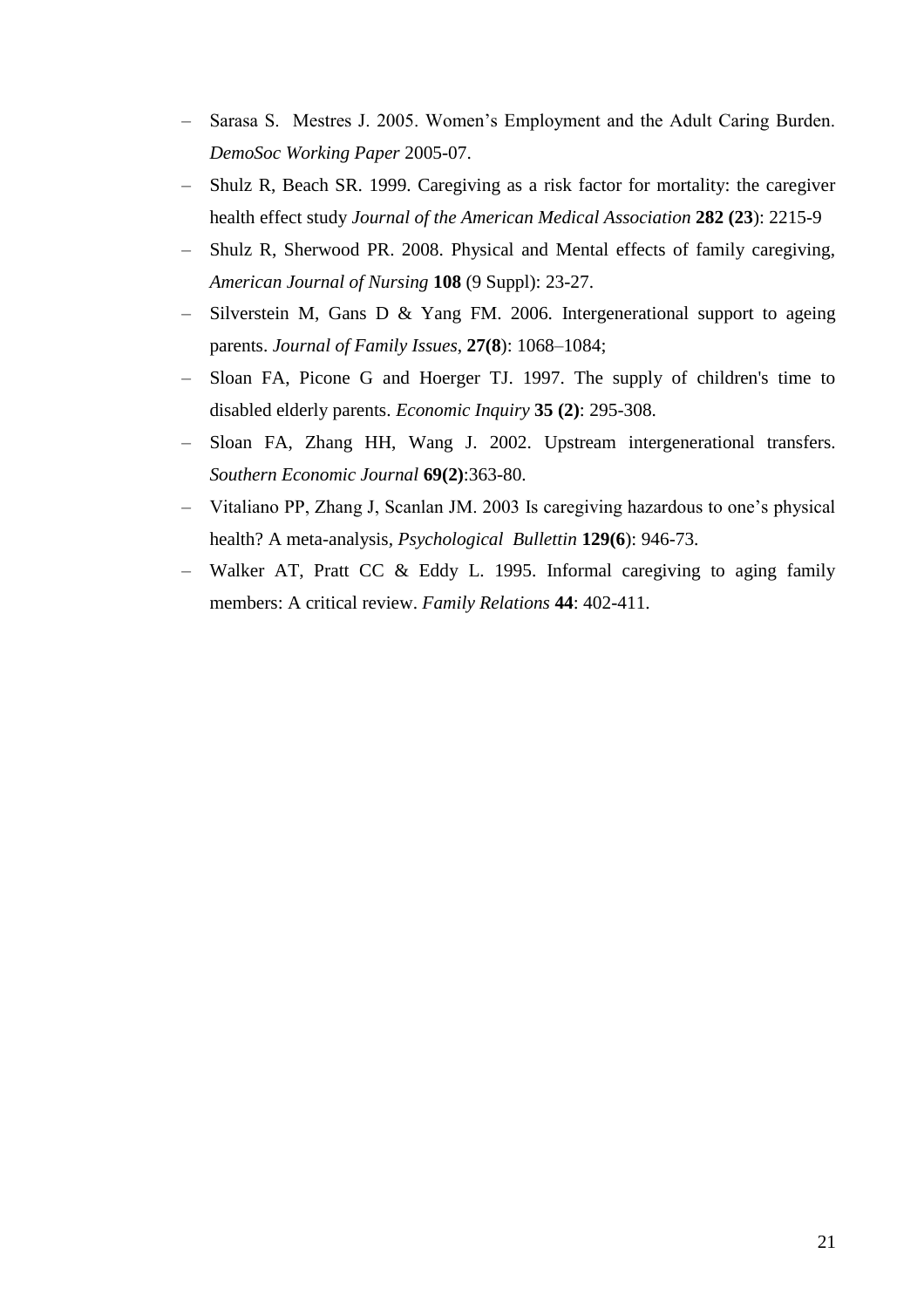- Sarasa S. Mestres J. 2005. Women's Employment and the Adult Caring Burden. *DemoSoc Working Paper* 2005-07.
- Shulz R, Beach SR. 1999. Caregiving as a risk factor for mortality: the caregiver health effect study *Journal of the American Medical Association* **282 (23**): 2215-9
- Shulz R, Sherwood PR. 2008. Physical and Mental effects of family caregiving, *American Journal of Nursing* **108** (9 Suppl): 23-27.
- Silverstein M, Gans D & Yang FM. 2006. Intergenerational support to ageing parents. *Journal of Family Issues*, **27(8**): 1068–1084;
- Sloan FA, Picone G and Hoerger TJ. 1997. The supply of children's time to disabled elderly parents. *Economic Inquiry* **35 (2)**: 295-308.
- Sloan FA, Zhang HH, Wang J. 2002. Upstream intergenerational transfers. *Southern Economic Journal* **69(2)**:363-80.
- Vitaliano PP, Zhang J, Scanlan JM. 2003 Is caregiving hazardous to one's physical health? A meta-analysis, *Psychological Bullettin* **129(6**): 946-73.
- Walker AT, Pratt CC & Eddy L. 1995. Informal caregiving to aging family members: A critical review. *Family Relations* **44**: 402-411.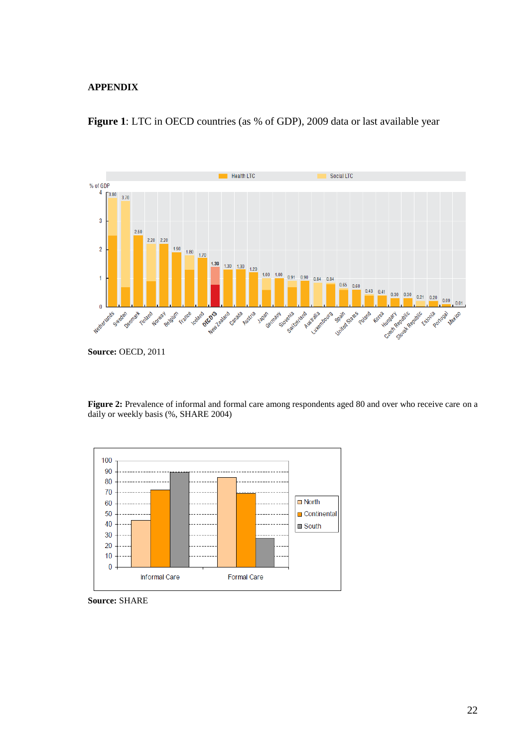# APPENDIX

**Figure 1**: LTC in OECD countries (as % of GDP), 2009 data or last available year

**Source:** OECD, 2011

**Figure 2:** Prevalence of informal and formal care among respondents aged 80 and over who receive care on a daily or weekly basis (%, SHARE 2004)

**Source:** SHARE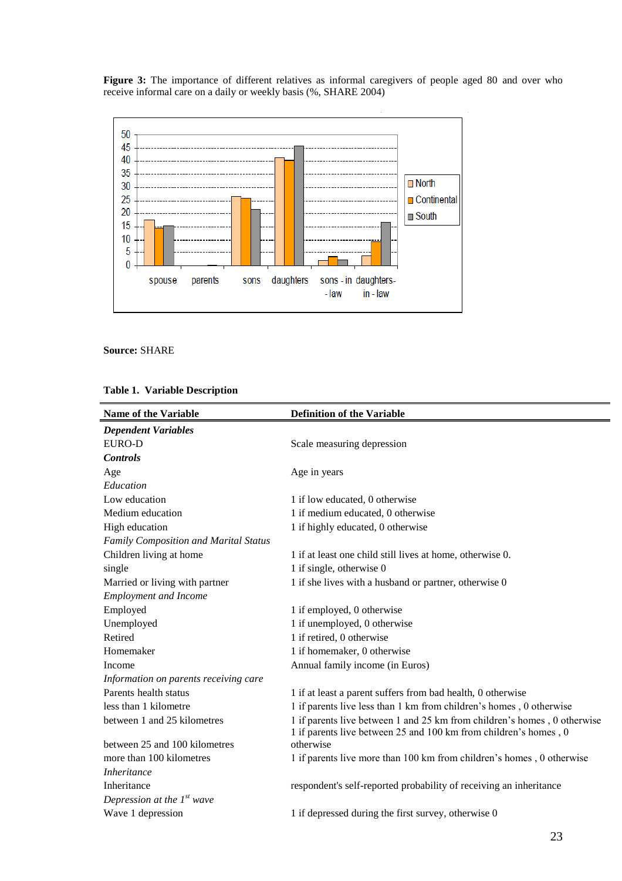**Figure 3:** The importance of different relatives as informal caregivers of people aged 80 and over who receive informal care on a daily or weekly basis (%, SHARE 2004)

**Source:** SHARE

**Table 1. Variable Description**

| Name of the Variable | Definition of the Variable |
|---|---|
| ***Dependent Variables*** | |
| EURO-D | Scale measuring depression |
| ***Controls*** | |
| Age | Age in years |
| *Education* | |
| Low education | 1 if low educated, 0 otherwise |
| Medium education | 1 if medium educated, 0 otherwise |
| High education | 1 if highly educated, 0 otherwise |
| *Family Composition and Marital Status* | |
| Children living at home | 1 if at least one child still lives at home, otherwise 0. |
| single | 1 if single, otherwise 0 |
| Married or living with partner | 1 if she lives with a husband or partner, otherwise 0 |
| *Employment and Income* | |
| Employed | 1 if employed, 0 otherwise |
| Unemployed | 1 if unemployed, 0 otherwise |
| Retired | 1 if retired, 0 otherwise |
| Homemaker | 1 if homemaker, 0 otherwise |
| Income | Annual family income (in Euros) |
| *Information on parents receiving care* | |
| Parents health status | 1 if at least a parent suffers from bad health, 0 otherwise |
| less than 1 kilometre | 1 if parents live less than 1 km from children's homes , 0 otherwise |
| between 1 and 25 kilometres | 1 if parents live between 1 and 25 km from children's homes , 0 otherwise |
| between 25 and 100 kilometres | 1 if parents live between 25 and 100 km from children's homes , 0 otherwise |
| more than 100 kilometres | 1 if parents live more than 100 km from children's homes , 0 otherwise |
| *Inheritance* | |
| Inheritance | respondent's self-reported probability of receiving an inheritance |
| *Depression at the 1st wave* | |
| Wave 1 depression | 1 if depressed during the first survey, otherwise 0 |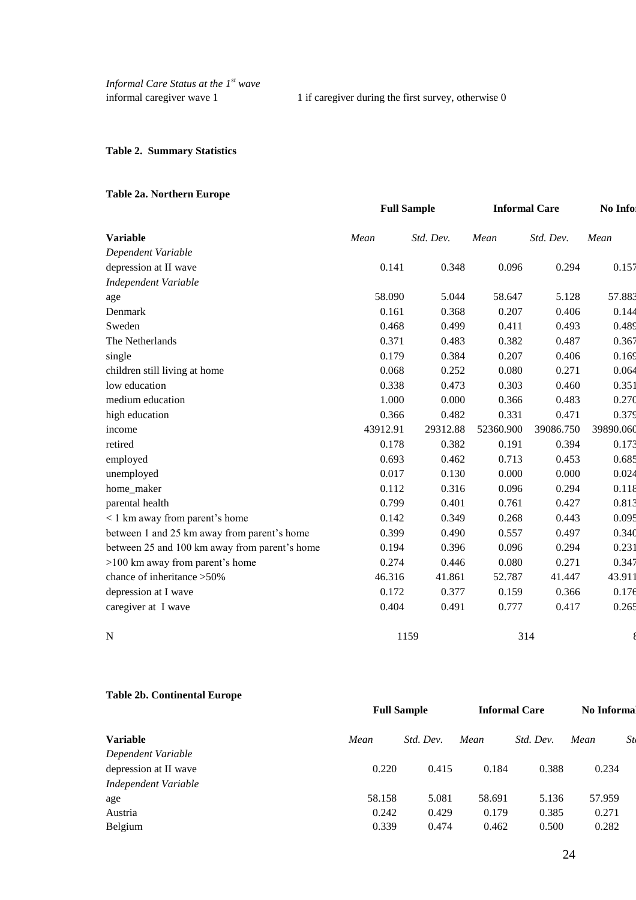*Informal Care Status at the 1[st] wave*

| | |
|---|---|
| informal caregiver wave 1 | 1 if caregiver during the first survey, otherwise 0 |

**Table 2. Summary Statistics**

**Table 2a. Northern Europe**

| | Full Sample | | Informal Care | | No Info |
|---|---|---|---|---|---|
| **Variable** | *Mean* | *Std. Dev.* | *Mean* | *Std. Dev.* | *Mean* |
| *Dependent Variable* | | | | | |
| depression at II wave | 0.141 | 0.348 | 0.096 | 0.294 | 0.157 |
| *Independent Variable* | | | | | |
| age | 58.090 | 5.044 | 58.647 | 5.128 | 57.883 |
| Denmark | 0.161 | 0.368 | 0.207 | 0.406 | 0.144 |
| Sweden | 0.468 | 0.499 | 0.411 | 0.493 | 0.489 |
| The Netherlands | 0.371 | 0.483 | 0.382 | 0.487 | 0.367 |
| single | 0.179 | 0.384 | 0.207 | 0.406 | 0.169 |
| children still living at home | 0.068 | 0.252 | 0.080 | 0.271 | 0.064 |
| low education | 0.338 | 0.473 | 0.303 | 0.460 | 0.351 |
| medium education | 1.000 | 0.000 | 0.366 | 0.483 | 0.270 |
| high education | 0.366 | 0.482 | 0.331 | 0.471 | 0.379 |
| income | 43912.91 | 29312.88 | 52360.900 | 39086.750 | 39890.060 |
| retired | 0.178 | 0.382 | 0.191 | 0.394 | 0.173 |
| employed | 0.693 | 0.462 | 0.713 | 0.453 | 0.685 |
| unemployed | 0.017 | 0.130 | 0.000 | 0.000 | 0.024 |
| home_maker | 0.112 | 0.316 | 0.096 | 0.294 | 0.118 |
| parental health | 0.799 | 0.401 | 0.761 | 0.427 | 0.813 |
| < 1 km away from parent's home | 0.142 | 0.349 | 0.268 | 0.443 | 0.095 |
| between 1 and 25 km away from parent's home | 0.399 | 0.490 | 0.557 | 0.497 | 0.340 |
| between 25 and 100 km away from parent's home | 0.194 | 0.396 | 0.096 | 0.294 | 0.231 |
| >100 km away from parent's home | 0.274 | 0.446 | 0.080 | 0.271 | 0.347 |
| chance of inheritance >50% | 46.316 | 41.861 | 52.787 | 41.447 | 43.911 |
| depression at I wave | 0.172 | 0.377 | 0.159 | 0.366 | 0.176 |
| caregiver at I wave | 0.404 | 0.491 | 0.777 | 0.417 | 0.265 |
| N | 1159 | | 314 | | 8 |

**Table 2b. Continental Europe**

| | Full Sample | | Informal Care | | No Informa | |
|---|---|---|---|---|---|---|
| **Variable** | *Mean* | *Std. Dev.* | *Mean* | *Std. Dev.* | *Mean* | *St* |
| *Dependent Variable* | | | | | | |
| depression at II wave | 0.220 | 0.415 | 0.184 | 0.388 | 0.234 | |
| *Independent Variable* | | | | | | |
| age | 58.158 | 5.081 | 58.691 | 5.136 | 57.959 | |
| Austria | 0.242 | 0.429 | 0.179 | 0.385 | 0.271 | |
| Belgium | 0.339 | 0.474 | 0.462 | 0.500 | 0.282 | |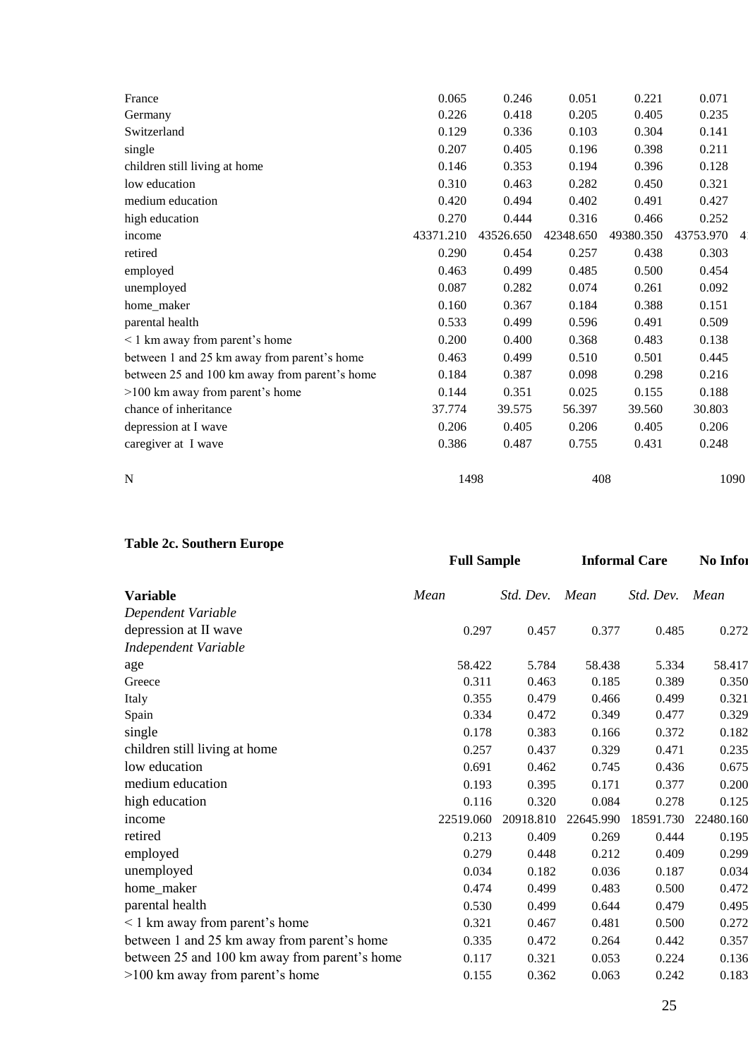| France | 0.065 | 0.246 | 0.051 | 0.221 | 0.071 |
|---|---|---|---|---|---|
| Germany | 0.226 | 0.418 | 0.205 | 0.405 | 0.235 |
| Switzerland | 0.129 | 0.336 | 0.103 | 0.304 | 0.141 |
| single | 0.207 | 0.405 | 0.196 | 0.398 | 0.211 |
| children still living at home | 0.146 | 0.353 | 0.194 | 0.396 | 0.128 |
| low education | 0.310 | 0.463 | 0.282 | 0.450 | 0.321 |
| medium education | 0.420 | 0.494 | 0.402 | 0.491 | 0.427 |
| high education | 0.270 | 0.444 | 0.316 | 0.466 | 0.252 |
| income | 43371.210 | 43526.650 | 42348.650 | 49380.350 | 43753.970 |
| retired | 0.290 | 0.454 | 0.257 | 0.438 | 0.303 |
| employed | 0.463 | 0.499 | 0.485 | 0.500 | 0.454 |
| unemployed | 0.087 | 0.282 | 0.074 | 0.261 | 0.092 |
| home_maker | 0.160 | 0.367 | 0.184 | 0.388 | 0.151 |
| parental health | 0.533 | 0.499 | 0.596 | 0.491 | 0.509 |
| < 1 km away from parent's home | 0.200 | 0.400 | 0.368 | 0.483 | 0.138 |
| between 1 and 25 km away from parent's home | 0.463 | 0.499 | 0.510 | 0.501 | 0.445 |
| between 25 and 100 km away from parent's home | 0.184 | 0.387 | 0.098 | 0.298 | 0.216 |
| >100 km away from parent's home | 0.144 | 0.351 | 0.025 | 0.155 | 0.188 |
| chance of inheritance | 37.774 | 39.575 | 56.397 | 39.560 | 30.803 |
| depression at I wave | 0.206 | 0.405 | 0.206 | 0.405 | 0.206 |
| caregiver at I wave | 0.386 | 0.487 | 0.755 | 0.431 | 0.248 |
| N | 1498 | | 408 | | 1090 |

**Table 2c. Southern Europe**

| | Full Sample | | Informal Care | | No Infor |
|---|---|---|---|---|---|
| **Variable** | *Mean* | *Std. Dev.* | *Mean* | *Std. Dev.* | *Mean* |
| *Dependent Variable* | | | | | |
| depression at II wave | 0.297 | 0.457 | 0.377 | 0.485 | 0.272 |
| *Independent Variable* | | | | | |
| age | 58.422 | 5.784 | 58.438 | 5.334 | 58.417 |
| Greece | 0.311 | 0.463 | 0.185 | 0.389 | 0.350 |
| Italy | 0.355 | 0.479 | 0.466 | 0.499 | 0.321 |
| Spain | 0.334 | 0.472 | 0.349 | 0.477 | 0.329 |
| single | 0.178 | 0.383 | 0.166 | 0.372 | 0.182 |
| children still living at home | 0.257 | 0.437 | 0.329 | 0.471 | 0.235 |
| low education | 0.691 | 0.462 | 0.745 | 0.436 | 0.675 |
| medium education | 0.193 | 0.395 | 0.171 | 0.377 | 0.200 |
| high education | 0.116 | 0.320 | 0.084 | 0.278 | 0.125 |
| income | 22519.060 | 20918.810 | 22645.990 | 18591.730 | 22480.160 |
| retired | 0.213 | 0.409 | 0.269 | 0.444 | 0.195 |
| employed | 0.279 | 0.448 | 0.212 | 0.409 | 0.299 |
| unemployed | 0.034 | 0.182 | 0.036 | 0.187 | 0.034 |
| home_maker | 0.474 | 0.499 | 0.483 | 0.500 | 0.472 |
| parental health | 0.530 | 0.499 | 0.644 | 0.479 | 0.495 |
| < 1 km away from parent's home | 0.321 | 0.467 | 0.481 | 0.500 | 0.272 |
| between 1 and 25 km away from parent's home | 0.335 | 0.472 | 0.264 | 0.442 | 0.357 |
| between 25 and 100 km away from parent's home | 0.117 | 0.321 | 0.053 | 0.224 | 0.136 |
| >100 km away from parent's home | 0.155 | 0.362 | 0.063 | 0.242 | 0.183 |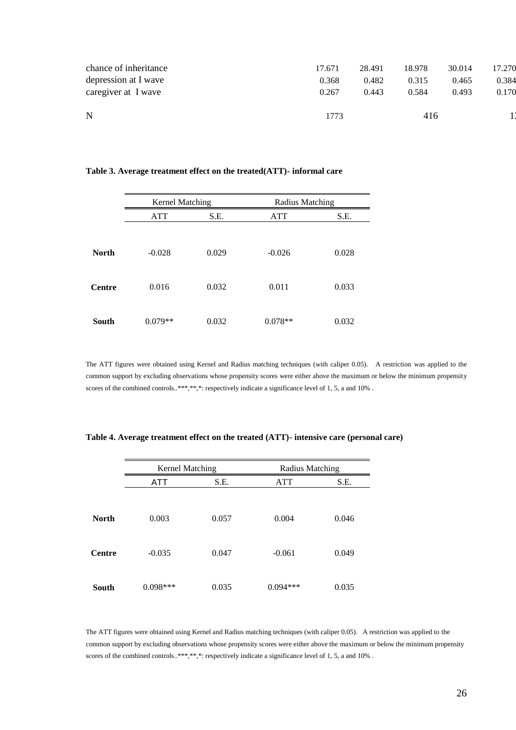| | | | | | |
|---|---|---|---|---|---|
| chance of inheritance | 17.671 | 28.491 | 18.978 | 30.014 | 17.270 |
| depression at I wave | 0.368 | 0.482 | 0.315 | 0.465 | 0.384 |
| caregiver at I wave | 0.267 | 0.443 | 0.584 | 0.493 | 0.170 |
| N | 1773 | | 416 | | 1 |

**Table 3. Average treatment effect on the treated(ATT)- informal care**

| | Kernel Matching | | Radius Matching | |
|---|---|---|---|---|
| | ATT | S.E. | ATT | S.E. |
| **North** | -0.028 | 0.029 | -0.026 | 0.028 |
| **Centre** | 0.016 | 0.032 | 0.011 | 0.033 |
| **South** | 0.079** | 0.032 | 0.078** | 0.032 |

The ATT figures were obtained using Kernel and Radius matching techniques (with caliper 0.05). A restriction was applied to the common support by excluding observations whose propensity scores were either above the maximum or below the minimum propensity scores of the combined controls..***,**,*: respectively indicate a significance level of 1, 5, a and 10% .

**Table 4. Average treatment effect on the treated (ATT)- intensive care (personal care)**

| | Kernel Matching | | Radius Matching | |
|---|---|---|---|---|
| | ATT | S.E. | ATT | S.E. |
| **North** | 0.003 | 0.057 | 0.004 | 0.046 |
| **Centre** | -0.035 | 0.047 | -0.061 | 0.049 |
| **South** | 0.098*** | 0.035 | 0.094*** | 0.035 |

The ATT figures were obtained using Kernel and Radius matching techniques (with caliper 0.05). A restriction was applied to the common support by excluding observations whose propensity scores were either above the maximum or below the minimum propensity scores of the combined controls..***,**,*: respectively indicate a significance level of 1, 5, a and 10% .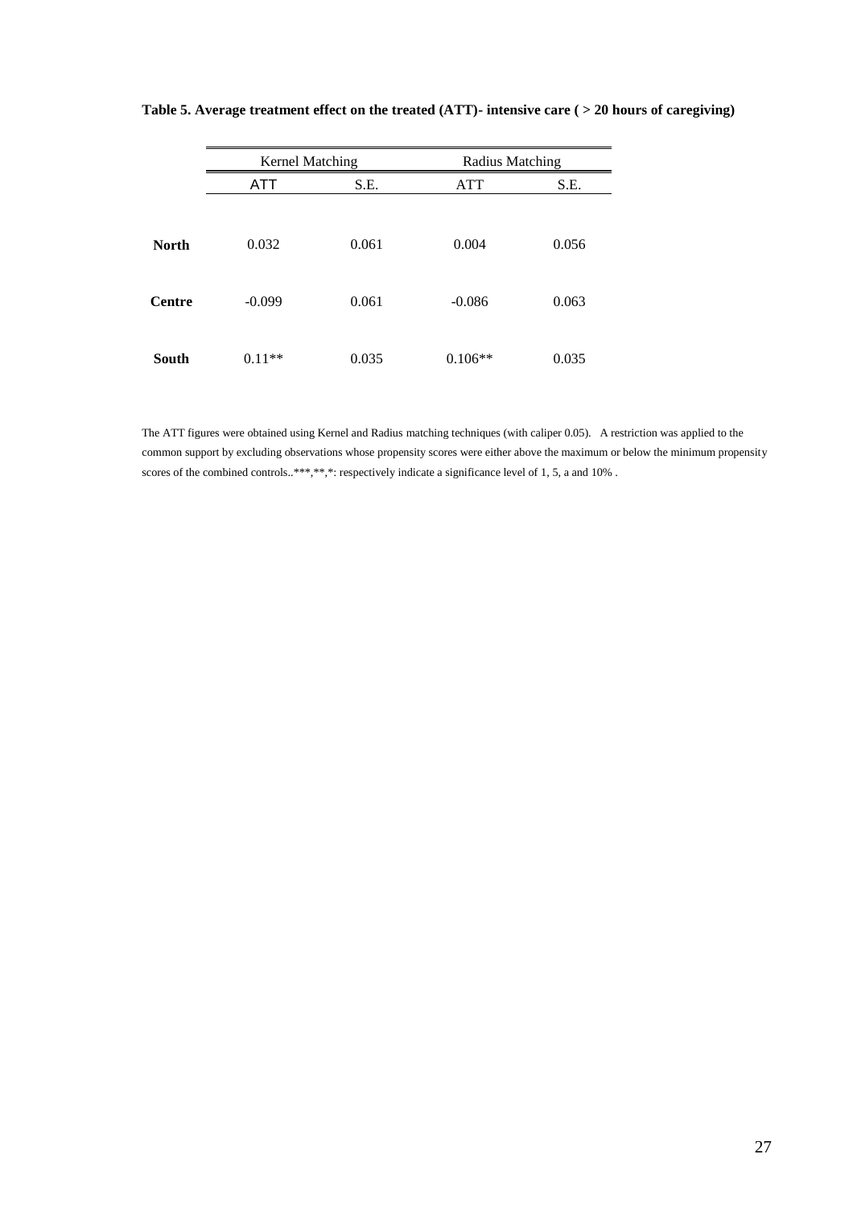**Table 5. Average treatment effect on the treated (ATT)- intensive care ( > 20 hours of caregiving)**

| | Kernel Matching | | Radius Matching | |
|---|---|---|---|---|
| | ATT | S.E. | ATT | S.E. |
| **North** | 0.032 | 0.061 | 0.004 | 0.056 |
| **Centre** | -0.099 | 0.061 | -0.086 | 0.063 |
| **South** | 0.11** | 0.035 | 0.106** | 0.035 |

The ATT figures were obtained using Kernel and Radius matching techniques (with caliper 0.05). A restriction was applied to the common support by excluding observations whose propensity scores were either above the maximum or below the minimum propensity scores of the combined controls..***,**,*: respectively indicate a significance level of 1, 5, a and 10% .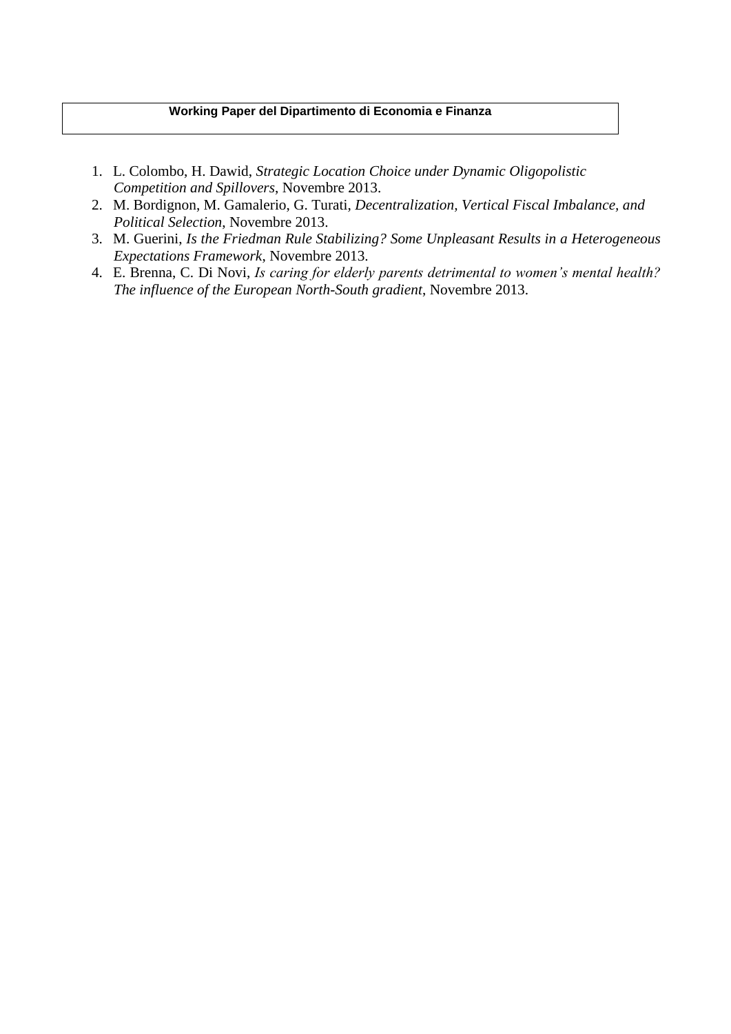**Working Paper del Dipartimento di Economia e Finanza**

1. L. Colombo, H. Dawid, *Strategic Location Choice under Dynamic Oligopolistic Competition and Spillovers*, Novembre 2013.
2. M. Bordignon, M. Gamalerio, G. Turati, *Decentralization, Vertical Fiscal Imbalance, and Political Selection*, Novembre 2013.
3. M. Guerini, *Is the Friedman Rule Stabilizing? Some Unpleasant Results in a Heterogeneous Expectations Framework*, Novembre 2013.
4. E. Brenna, C. Di Novi, *Is caring for elderly parents detrimental to women's mental health? The influence of the European North-South gradient*, Novembre 2013.